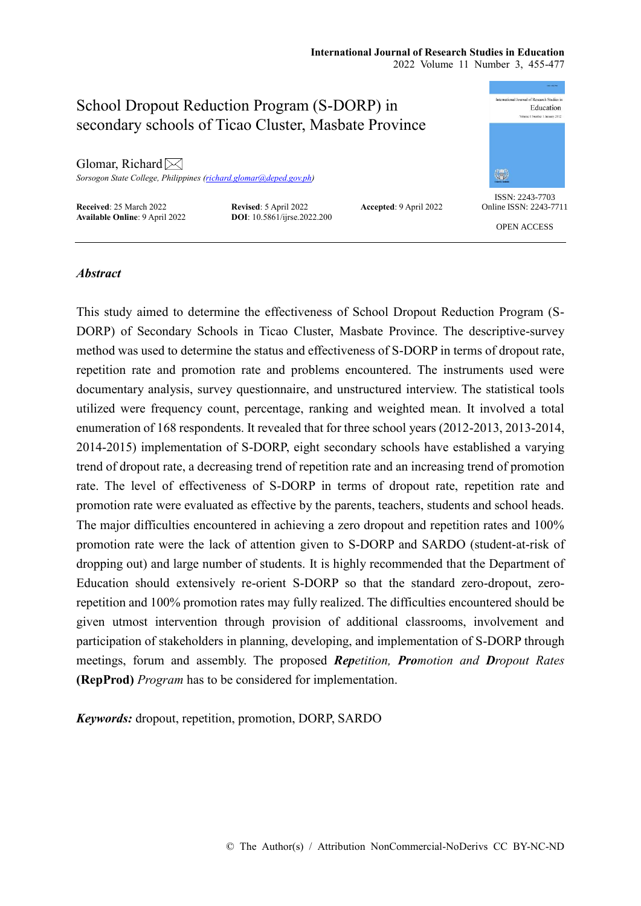# School Dropout Reduction Program (S-DORP) in secondary schools of Ticao Cluster, Masbate Province

Glomar, Richard

*Sorsogon State College, Philippines (richard.glomar@deped.gov.ph)*

**Received**: 25 March 2022 **Revised**: 5 April 2022 **Accepted**: 9 April 2022
**Available Online**: 9 April 2022 **DOI**: 10.5861/ijrse.2022.200

ISSN: 2243-7703
Online ISSN: 2243-7711

OPEN ACCESS

## *Abstract*

This study aimed to determine the effectiveness of School Dropout Reduction Program (S-DORP) of Secondary Schools in Ticao Cluster, Masbate Province. The descriptive-survey method was used to determine the status and effectiveness of S-DORP in terms of dropout rate, repetition rate and promotion rate and problems encountered. The instruments used were documentary analysis, survey questionnaire, and unstructured interview. The statistical tools utilized were frequency count, percentage, ranking and weighted mean. It involved a total enumeration of 168 respondents. It revealed that for three school years (2012-2013, 2013-2014, 2014-2015) implementation of S-DORP, eight secondary schools have established a varying trend of dropout rate, a decreasing trend of repetition rate and an increasing trend of promotion rate. The level of effectiveness of S-DORP in terms of dropout rate, repetition rate and promotion rate were evaluated as effective by the parents, teachers, students and school heads. The major difficulties encountered in achieving a zero dropout and repetition rates and 100% promotion rate were the lack of attention given to S-DORP and SARDO (student-at-risk of dropping out) and large number of students. It is highly recommended that the Department of Education should extensively re-orient S-DORP so that the standard zero-dropout, zero-repetition and 100% promotion rates may fully realized. The difficulties encountered should be given utmost intervention through provision of additional classrooms, involvement and participation of stakeholders in planning, developing, and implementation of S-DORP through meetings, forum and assembly. The proposed ***Rep****etition,* ***Pro****motion and* ***D****ropout Rates* **(RepProd)** *Program* has to be considered for implementation.

***Keywords:*** dropout, repetition, promotion, DORP, SARDO

© The Author(s) / Attribution NonCommercial-NoDerivs CC BY-NC-ND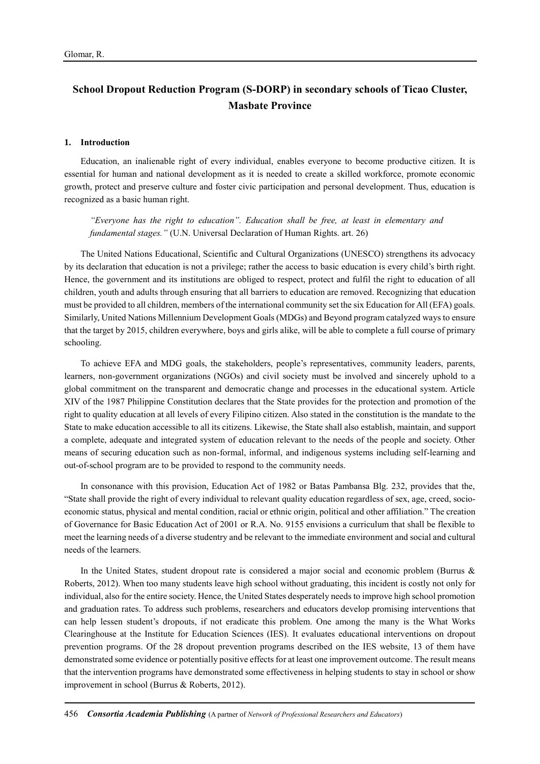## School Dropout Reduction Program (S-DORP) in secondary schools of Ticao Cluster, Masbate Province

### 1. Introduction

Education, an inalienable right of every individual, enables everyone to become productive citizen. It is essential for human and national development as it is needed to create a skilled workforce, promote economic growth, protect and preserve culture and foster civic participation and personal development. Thus, education is recognized as a basic human right.

> *"Everyone has the right to education". Education shall be free, at least in elementary and fundamental stages."* (U.N. Universal Declaration of Human Rights. art. 26)

The United Nations Educational, Scientific and Cultural Organizations (UNESCO) strengthens its advocacy by its declaration that education is not a privilege; rather the access to basic education is every child's birth right. Hence, the government and its institutions are obliged to respect, protect and fulfil the right to education of all children, youth and adults through ensuring that all barriers to education are removed. Recognizing that education must be provided to all children, members of the international community set the six Education for All (EFA) goals. Similarly, United Nations Millennium Development Goals (MDGs) and Beyond program catalyzed ways to ensure that the target by 2015, children everywhere, boys and girls alike, will be able to complete a full course of primary schooling.

To achieve EFA and MDG goals, the stakeholders, people's representatives, community leaders, parents, learners, non-government organizations (NGOs) and civil society must be involved and sincerely uphold to a global commitment on the transparent and democratic change and processes in the educational system. Article XIV of the 1987 Philippine Constitution declares that the State provides for the protection and promotion of the right to quality education at all levels of every Filipino citizen. Also stated in the constitution is the mandate to the State to make education accessible to all its citizens. Likewise, the State shall also establish, maintain, and support a complete, adequate and integrated system of education relevant to the needs of the people and society. Other means of securing education such as non-formal, informal, and indigenous systems including self-learning and out-of-school program are to be provided to respond to the community needs.

In consonance with this provision, Education Act of 1982 or Batas Pambansa Blg. 232, provides that the, "State shall provide the right of every individual to relevant quality education regardless of sex, age, creed, socio-economic status, physical and mental condition, racial or ethnic origin, political and other affiliation." The creation of Governance for Basic Education Act of 2001 or R.A. No. 9155 envisions a curriculum that shall be flexible to meet the learning needs of a diverse studentry and be relevant to the immediate environment and social and cultural needs of the learners.

In the United States, student dropout rate is considered a major social and economic problem (Burrus & Roberts, 2012). When too many students leave high school without graduating, this incident is costly not only for individual, also for the entire society. Hence, the United States desperately needs to improve high school promotion and graduation rates. To address such problems, researchers and educators develop promising interventions that can help lessen student's dropouts, if not eradicate this problem. One among the many is the What Works Clearinghouse at the Institute for Education Sciences (IES). It evaluates educational interventions on dropout prevention programs. Of the 28 dropout prevention programs described on the IES website, 13 of them have demonstrated some evidence or potentially positive effects for at least one improvement outcome. The result means that the intervention programs have demonstrated some effectiveness in helping students to stay in school or show improvement in school (Burrus & Roberts, 2012).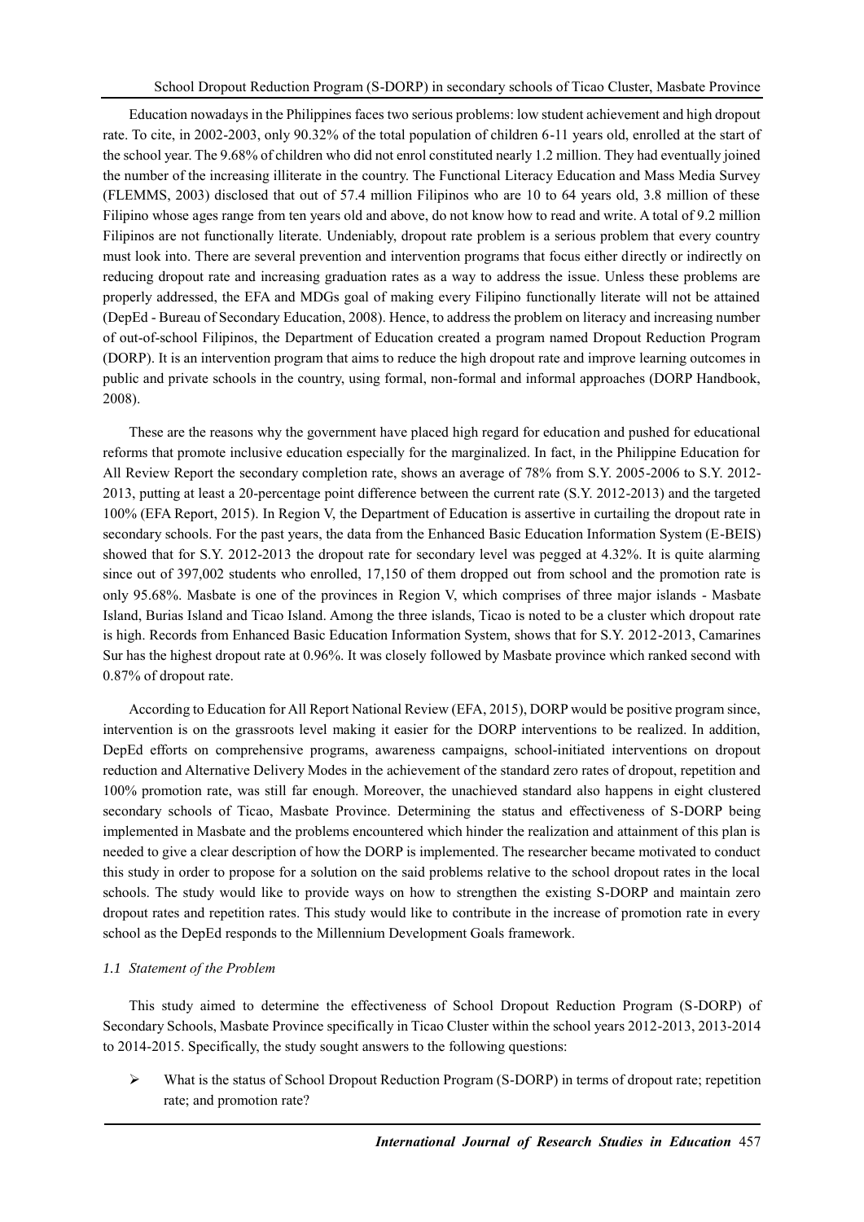Education nowadays in the Philippines faces two serious problems: low student achievement and high dropout rate. To cite, in 2002-2003, only 90.32% of the total population of children 6-11 years old, enrolled at the start of the school year. The 9.68% of children who did not enrol constituted nearly 1.2 million. They had eventually joined the number of the increasing illiterate in the country. The Functional Literacy Education and Mass Media Survey (FLEMMS, 2003) disclosed that out of 57.4 million Filipinos who are 10 to 64 years old, 3.8 million of these Filipino whose ages range from ten years old and above, do not know how to read and write. A total of 9.2 million Filipinos are not functionally literate. Undeniably, dropout rate problem is a serious problem that every country must look into. There are several prevention and intervention programs that focus either directly or indirectly on reducing dropout rate and increasing graduation rates as a way to address the issue. Unless these problems are properly addressed, the EFA and MDGs goal of making every Filipino functionally literate will not be attained (DepEd - Bureau of Secondary Education, 2008). Hence, to address the problem on literacy and increasing number of out-of-school Filipinos, the Department of Education created a program named Dropout Reduction Program (DORP). It is an intervention program that aims to reduce the high dropout rate and improve learning outcomes in public and private schools in the country, using formal, non-formal and informal approaches (DORP Handbook, 2008).

These are the reasons why the government have placed high regard for education and pushed for educational reforms that promote inclusive education especially for the marginalized. In fact, in the Philippine Education for All Review Report the secondary completion rate, shows an average of 78% from S.Y. 2005-2006 to S.Y. 2012-2013, putting at least a 20-percentage point difference between the current rate (S.Y. 2012-2013) and the targeted 100% (EFA Report, 2015). In Region V, the Department of Education is assertive in curtailing the dropout rate in secondary schools. For the past years, the data from the Enhanced Basic Education Information System (E-BEIS) showed that for S.Y. 2012-2013 the dropout rate for secondary level was pegged at 4.32%. It is quite alarming since out of 397,002 students who enrolled, 17,150 of them dropped out from school and the promotion rate is only 95.68%. Masbate is one of the provinces in Region V, which comprises of three major islands - Masbate Island, Burias Island and Ticao Island. Among the three islands, Ticao is noted to be a cluster which dropout rate is high. Records from Enhanced Basic Education Information System, shows that for S.Y. 2012-2013, Camarines Sur has the highest dropout rate at 0.96%. It was closely followed by Masbate province which ranked second with 0.87% of dropout rate.

According to Education for All Report National Review (EFA, 2015), DORP would be positive program since, intervention is on the grassroots level making it easier for the DORP interventions to be realized. In addition, DepEd efforts on comprehensive programs, awareness campaigns, school-initiated interventions on dropout reduction and Alternative Delivery Modes in the achievement of the standard zero rates of dropout, repetition and 100% promotion rate, was still far enough. Moreover, the unachieved standard also happens in eight clustered secondary schools of Ticao, Masbate Province. Determining the status and effectiveness of S-DORP being implemented in Masbate and the problems encountered which hinder the realization and attainment of this plan is needed to give a clear description of how the DORP is implemented. The researcher became motivated to conduct this study in order to propose for a solution on the said problems relative to the school dropout rates in the local schools. The study would like to provide ways on how to strengthen the existing S-DORP and maintain zero dropout rates and repetition rates. This study would like to contribute in the increase of promotion rate in every school as the DepEd responds to the Millennium Development Goals framework.

### *1.1 Statement of the Problem*

This study aimed to determine the effectiveness of School Dropout Reduction Program (S-DORP) of Secondary Schools, Masbate Province specifically in Ticao Cluster within the school years 2012-2013, 2013-2014 to 2014-2015. Specifically, the study sought answers to the following questions:

- What is the status of School Dropout Reduction Program (S-DORP) in terms of dropout rate; repetition rate; and promotion rate?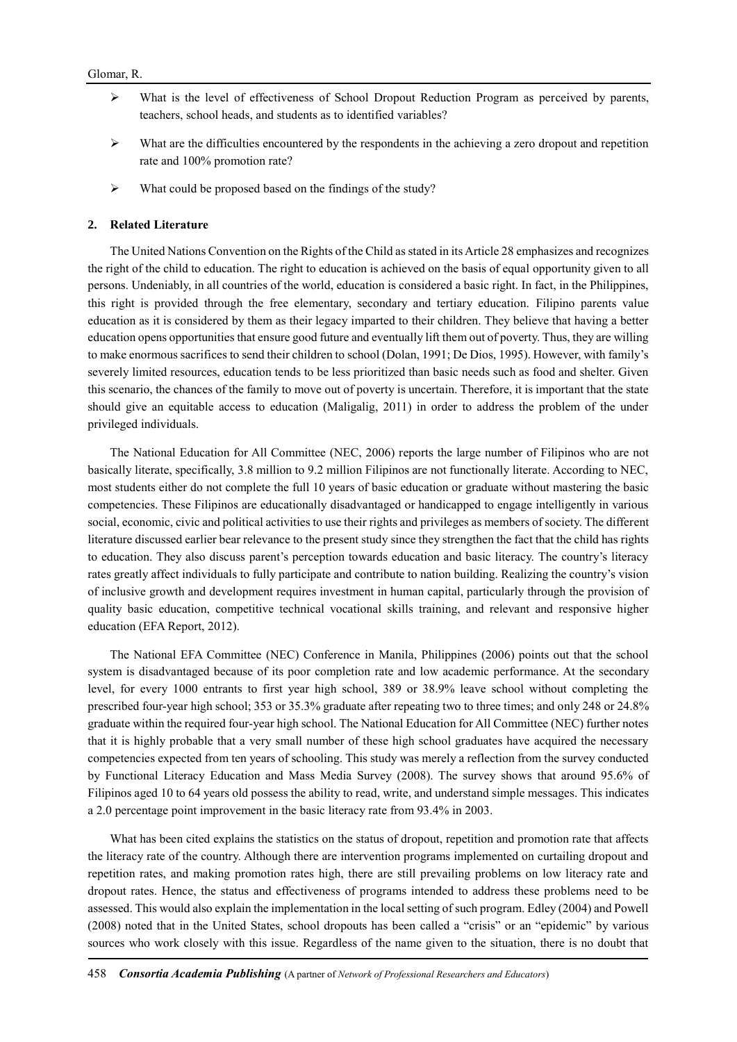- What is the level of effectiveness of School Dropout Reduction Program as perceived by parents, teachers, school heads, and students as to identified variables?
- What are the difficulties encountered by the respondents in the achieving a zero dropout and repetition rate and 100% promotion rate?
- What could be proposed based on the findings of the study?

## 2. Related Literature

The United Nations Convention on the Rights of the Child as stated in its Article 28 emphasizes and recognizes the right of the child to education. The right to education is achieved on the basis of equal opportunity given to all persons. Undeniably, in all countries of the world, education is considered a basic right. In fact, in the Philippines, this right is provided through the free elementary, secondary and tertiary education. Filipino parents value education as it is considered by them as their legacy imparted to their children. They believe that having a better education opens opportunities that ensure good future and eventually lift them out of poverty. Thus, they are willing to make enormous sacrifices to send their children to school (Dolan, 1991; De Dios, 1995). However, with family's severely limited resources, education tends to be less prioritized than basic needs such as food and shelter. Given this scenario, the chances of the family to move out of poverty is uncertain. Therefore, it is important that the state should give an equitable access to education (Maligalig, 2011) in order to address the problem of the under privileged individuals.

The National Education for All Committee (NEC, 2006) reports the large number of Filipinos who are not basically literate, specifically, 3.8 million to 9.2 million Filipinos are not functionally literate. According to NEC, most students either do not complete the full 10 years of basic education or graduate without mastering the basic competencies. These Filipinos are educationally disadvantaged or handicapped to engage intelligently in various social, economic, civic and political activities to use their rights and privileges as members of society. The different literature discussed earlier bear relevance to the present study since they strengthen the fact that the child has rights to education. They also discuss parent's perception towards education and basic literacy. The country's literacy rates greatly affect individuals to fully participate and contribute to nation building. Realizing the country's vision of inclusive growth and development requires investment in human capital, particularly through the provision of quality basic education, competitive technical vocational skills training, and relevant and responsive higher education (EFA Report, 2012).

The National EFA Committee (NEC) Conference in Manila, Philippines (2006) points out that the school system is disadvantaged because of its poor completion rate and low academic performance. At the secondary level, for every 1000 entrants to first year high school, 389 or 38.9% leave school without completing the prescribed four-year high school; 353 or 35.3% graduate after repeating two to three times; and only 248 or 24.8% graduate within the required four-year high school. The National Education for All Committee (NEC) further notes that it is highly probable that a very small number of these high school graduates have acquired the necessary competencies expected from ten years of schooling. This study was merely a reflection from the survey conducted by Functional Literacy Education and Mass Media Survey (2008). The survey shows that around 95.6% of Filipinos aged 10 to 64 years old possess the ability to read, write, and understand simple messages. This indicates a 2.0 percentage point improvement in the basic literacy rate from 93.4% in 2003.

What has been cited explains the statistics on the status of dropout, repetition and promotion rate that affects the literacy rate of the country. Although there are intervention programs implemented on curtailing dropout and repetition rates, and making promotion rates high, there are still prevailing problems on low literacy rate and dropout rates. Hence, the status and effectiveness of programs intended to address these problems need to be assessed. This would also explain the implementation in the local setting of such program. Edley (2004) and Powell (2008) noted that in the United States, school dropouts has been called a "crisis" or an "epidemic" by various sources who work closely with this issue. Regardless of the name given to the situation, there is no doubt that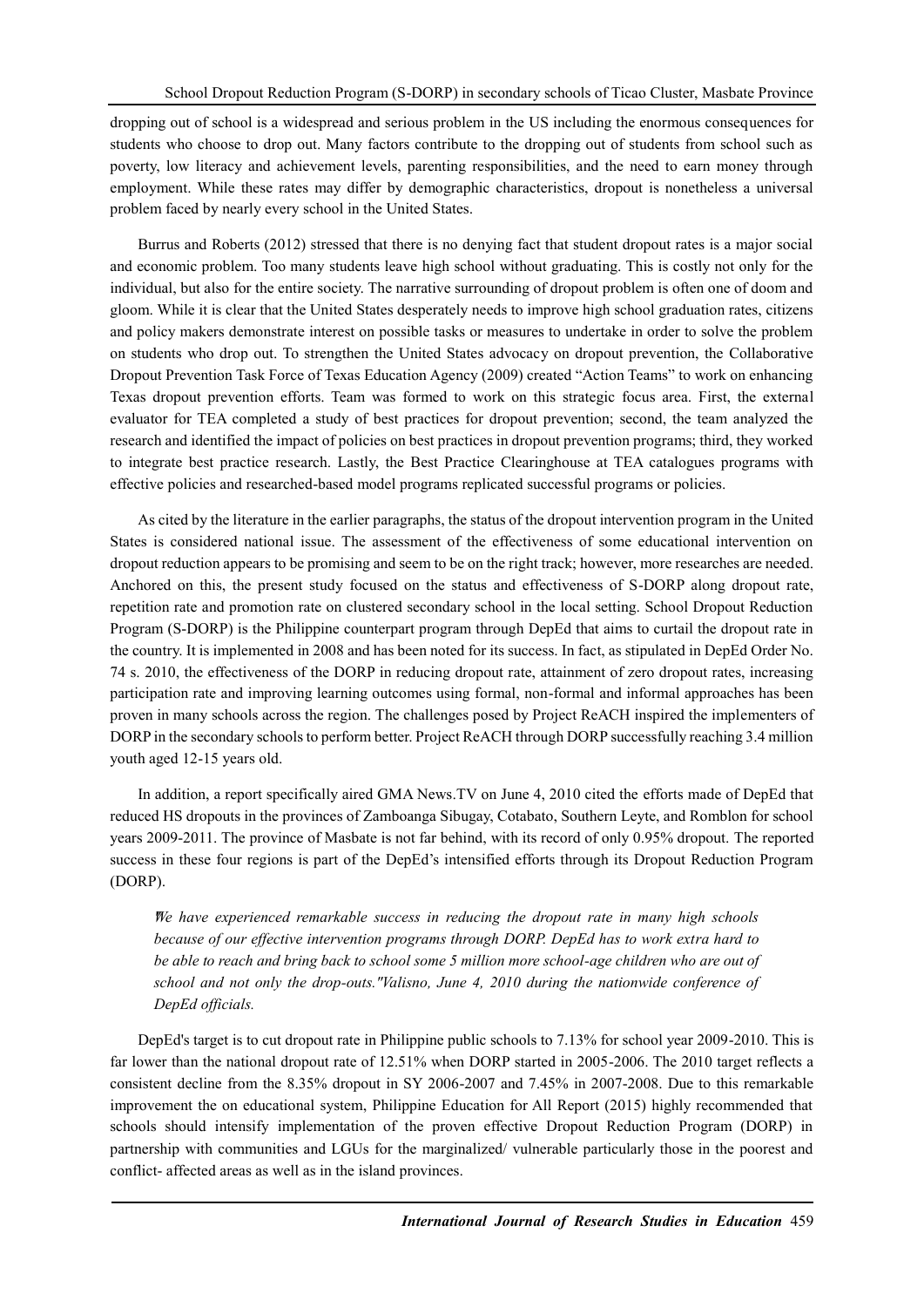dropping out of school is a widespread and serious problem in the US including the enormous consequences for students who choose to drop out. Many factors contribute to the dropping out of students from school such as poverty, low literacy and achievement levels, parenting responsibilities, and the need to earn money through employment. While these rates may differ by demographic characteristics, dropout is nonetheless a universal problem faced by nearly every school in the United States.

Burrus and Roberts (2012) stressed that there is no denying fact that student dropout rates is a major social and economic problem. Too many students leave high school without graduating. This is costly not only for the individual, but also for the entire society. The narrative surrounding of dropout problem is often one of doom and gloom. While it is clear that the United States desperately needs to improve high school graduation rates, citizens and policy makers demonstrate interest on possible tasks or measures to undertake in order to solve the problem on students who drop out. To strengthen the United States advocacy on dropout prevention, the Collaborative Dropout Prevention Task Force of Texas Education Agency (2009) created "Action Teams" to work on enhancing Texas dropout prevention efforts. Team was formed to work on this strategic focus area. First, the external evaluator for TEA completed a study of best practices for dropout prevention; second, the team analyzed the research and identified the impact of policies on best practices in dropout prevention programs; third, they worked to integrate best practice research. Lastly, the Best Practice Clearinghouse at TEA catalogues programs with effective policies and researched-based model programs replicated successful programs or policies.

As cited by the literature in the earlier paragraphs, the status of the dropout intervention program in the United States is considered national issue. The assessment of the effectiveness of some educational intervention on dropout reduction appears to be promising and seem to be on the right track; however, more researches are needed. Anchored on this, the present study focused on the status and effectiveness of S-DORP along dropout rate, repetition rate and promotion rate on clustered secondary school in the local setting. School Dropout Reduction Program (S-DORP) is the Philippine counterpart program through DepEd that aims to curtail the dropout rate in the country. It is implemented in 2008 and has been noted for its success. In fact, as stipulated in DepEd Order No. 74 s. 2010, the effectiveness of the DORP in reducing dropout rate, attainment of zero dropout rates, increasing participation rate and improving learning outcomes using formal, non-formal and informal approaches has been proven in many schools across the region. The challenges posed by Project ReACH inspired the implementers of DORP in the secondary schools to perform better. Project ReACH through DORP successfully reaching 3.4 million youth aged 12-15 years old.

In addition, a report specifically aired GMA News.TV on June 4, 2010 cited the efforts made of DepEd that reduced HS dropouts in the provinces of Zamboanga Sibugay, Cotabato, Southern Leyte, and Romblon for school years 2009-2011. The province of Masbate is not far behind, with its record of only 0.95% dropout. The reported success in these four regions is part of the DepEd's intensified efforts through its Dropout Reduction Program (DORP).

> *"We have experienced remarkable success in reducing the dropout rate in many high schools because of our effective intervention programs through DORP. DepEd has to work extra hard to be able to reach and bring back to school some 5 million more school-age children who are out of school and not only the drop-outs."Valisno, June 4, 2010 during the nationwide conference of DepEd officials.*

DepEd's target is to cut dropout rate in Philippine public schools to 7.13% for school year 2009-2010. This is far lower than the national dropout rate of 12.51% when DORP started in 2005-2006. The 2010 target reflects a consistent decline from the 8.35% dropout in SY 2006-2007 and 7.45% in 2007-2008. Due to this remarkable improvement the on educational system, Philippine Education for All Report (2015) highly recommended that schools should intensify implementation of the proven effective Dropout Reduction Program (DORP) in partnership with communities and LGUs for the marginalized/ vulnerable particularly those in the poorest and conflict- affected areas as well as in the island provinces.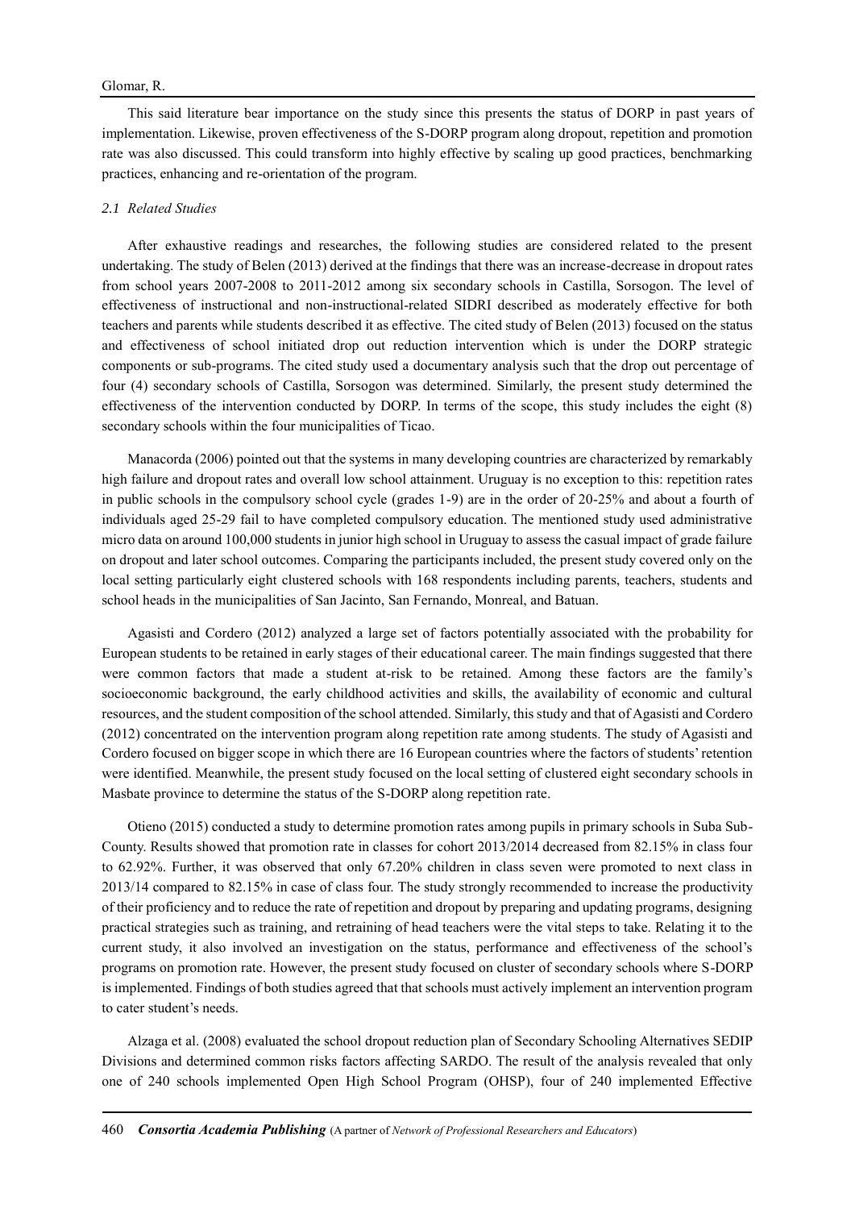This said literature bear importance on the study since this presents the status of DORP in past years of implementation. Likewise, proven effectiveness of the S-DORP program along dropout, repetition and promotion rate was also discussed. This could transform into highly effective by scaling up good practices, benchmarking practices, enhancing and re-orientation of the program.

### *2.1 Related Studies*

After exhaustive readings and researches, the following studies are considered related to the present undertaking. The study of Belen (2013) derived at the findings that there was an increase-decrease in dropout rates from school years 2007-2008 to 2011-2012 among six secondary schools in Castilla, Sorsogon. The level of effectiveness of instructional and non-instructional-related SIDRI described as moderately effective for both teachers and parents while students described it as effective. The cited study of Belen (2013) focused on the status and effectiveness of school initiated drop out reduction intervention which is under the DORP strategic components or sub-programs. The cited study used a documentary analysis such that the drop out percentage of four (4) secondary schools of Castilla, Sorsogon was determined. Similarly, the present study determined the effectiveness of the intervention conducted by DORP. In terms of the scope, this study includes the eight (8) secondary schools within the four municipalities of Ticao.

Manacorda (2006) pointed out that the systems in many developing countries are characterized by remarkably high failure and dropout rates and overall low school attainment. Uruguay is no exception to this: repetition rates in public schools in the compulsory school cycle (grades 1-9) are in the order of 20-25% and about a fourth of individuals aged 25-29 fail to have completed compulsory education. The mentioned study used administrative micro data on around 100,000 students in junior high school in Uruguay to assess the casual impact of grade failure on dropout and later school outcomes. Comparing the participants included, the present study covered only on the local setting particularly eight clustered schools with 168 respondents including parents, teachers, students and school heads in the municipalities of San Jacinto, San Fernando, Monreal, and Batuan.

Agasisti and Cordero (2012) analyzed a large set of factors potentially associated with the probability for European students to be retained in early stages of their educational career. The main findings suggested that there were common factors that made a student at-risk to be retained. Among these factors are the family's socioeconomic background, the early childhood activities and skills, the availability of economic and cultural resources, and the student composition of the school attended. Similarly, this study and that of Agasisti and Cordero (2012) concentrated on the intervention program along repetition rate among students. The study of Agasisti and Cordero focused on bigger scope in which there are 16 European countries where the factors of students' retention were identified. Meanwhile, the present study focused on the local setting of clustered eight secondary schools in Masbate province to determine the status of the S-DORP along repetition rate.

Otieno (2015) conducted a study to determine promotion rates among pupils in primary schools in Suba Sub-County. Results showed that promotion rate in classes for cohort 2013/2014 decreased from 82.15% in class four to 62.92%. Further, it was observed that only 67.20% children in class seven were promoted to next class in 2013/14 compared to 82.15% in case of class four. The study strongly recommended to increase the productivity of their proficiency and to reduce the rate of repetition and dropout by preparing and updating programs, designing practical strategies such as training, and retraining of head teachers were the vital steps to take. Relating it to the current study, it also involved an investigation on the status, performance and effectiveness of the school's programs on promotion rate. However, the present study focused on cluster of secondary schools where S-DORP is implemented. Findings of both studies agreed that that schools must actively implement an intervention program to cater student's needs.

Alzaga et al. (2008) evaluated the school dropout reduction plan of Secondary Schooling Alternatives SEDIP Divisions and determined common risks factors affecting SARDO. The result of the analysis revealed that only one of 240 schools implemented Open High School Program (OHSP), four of 240 implemented Effective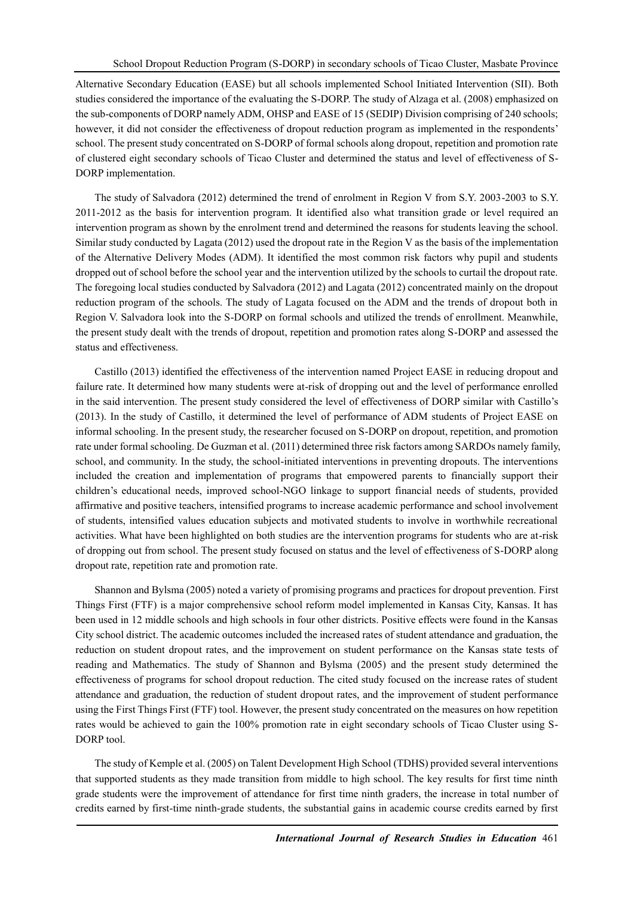Alternative Secondary Education (EASE) but all schools implemented School Initiated Intervention (SII). Both studies considered the importance of the evaluating the S-DORP. The study of Alzaga et al. (2008) emphasized on the sub-components of DORP namely ADM, OHSP and EASE of 15 (SEDIP) Division comprising of 240 schools; however, it did not consider the effectiveness of dropout reduction program as implemented in the respondents' school. The present study concentrated on S-DORP of formal schools along dropout, repetition and promotion rate of clustered eight secondary schools of Ticao Cluster and determined the status and level of effectiveness of S-DORP implementation.

The study of Salvadora (2012) determined the trend of enrolment in Region V from S.Y. 2003-2003 to S.Y. 2011-2012 as the basis for intervention program. It identified also what transition grade or level required an intervention program as shown by the enrolment trend and determined the reasons for students leaving the school. Similar study conducted by Lagata (2012) used the dropout rate in the Region V as the basis of the implementation of the Alternative Delivery Modes (ADM). It identified the most common risk factors why pupil and students dropped out of school before the school year and the intervention utilized by the schools to curtail the dropout rate. The foregoing local studies conducted by Salvadora (2012) and Lagata (2012) concentrated mainly on the dropout reduction program of the schools. The study of Lagata focused on the ADM and the trends of dropout both in Region V. Salvadora look into the S-DORP on formal schools and utilized the trends of enrollment. Meanwhile, the present study dealt with the trends of dropout, repetition and promotion rates along S-DORP and assessed the status and effectiveness.

Castillo (2013) identified the effectiveness of the intervention named Project EASE in reducing dropout and failure rate. It determined how many students were at-risk of dropping out and the level of performance enrolled in the said intervention. The present study considered the level of effectiveness of DORP similar with Castillo's (2013). In the study of Castillo, it determined the level of performance of ADM students of Project EASE on informal schooling. In the present study, the researcher focused on S-DORP on dropout, repetition, and promotion rate under formal schooling. De Guzman et al. (2011) determined three risk factors among SARDOs namely family, school, and community. In the study, the school-initiated interventions in preventing dropouts. The interventions included the creation and implementation of programs that empowered parents to financially support their children's educational needs, improved school-NGO linkage to support financial needs of students, provided affirmative and positive teachers, intensified programs to increase academic performance and school involvement of students, intensified values education subjects and motivated students to involve in worthwhile recreational activities. What have been highlighted on both studies are the intervention programs for students who are at-risk of dropping out from school. The present study focused on status and the level of effectiveness of S-DORP along dropout rate, repetition rate and promotion rate.

Shannon and Bylsma (2005) noted a variety of promising programs and practices for dropout prevention. First Things First (FTF) is a major comprehensive school reform model implemented in Kansas City, Kansas. It has been used in 12 middle schools and high schools in four other districts. Positive effects were found in the Kansas City school district. The academic outcomes included the increased rates of student attendance and graduation, the reduction on student dropout rates, and the improvement on student performance on the Kansas state tests of reading and Mathematics. The study of Shannon and Bylsma (2005) and the present study determined the effectiveness of programs for school dropout reduction. The cited study focused on the increase rates of student attendance and graduation, the reduction of student dropout rates, and the improvement of student performance using the First Things First (FTF) tool. However, the present study concentrated on the measures on how repetition rates would be achieved to gain the 100% promotion rate in eight secondary schools of Ticao Cluster using S-DORP tool.

The study of Kemple et al. (2005) on Talent Development High School (TDHS) provided several interventions that supported students as they made transition from middle to high school. The key results for first time ninth grade students were the improvement of attendance for first time ninth graders, the increase in total number of credits earned by first-time ninth-grade students, the substantial gains in academic course credits earned by first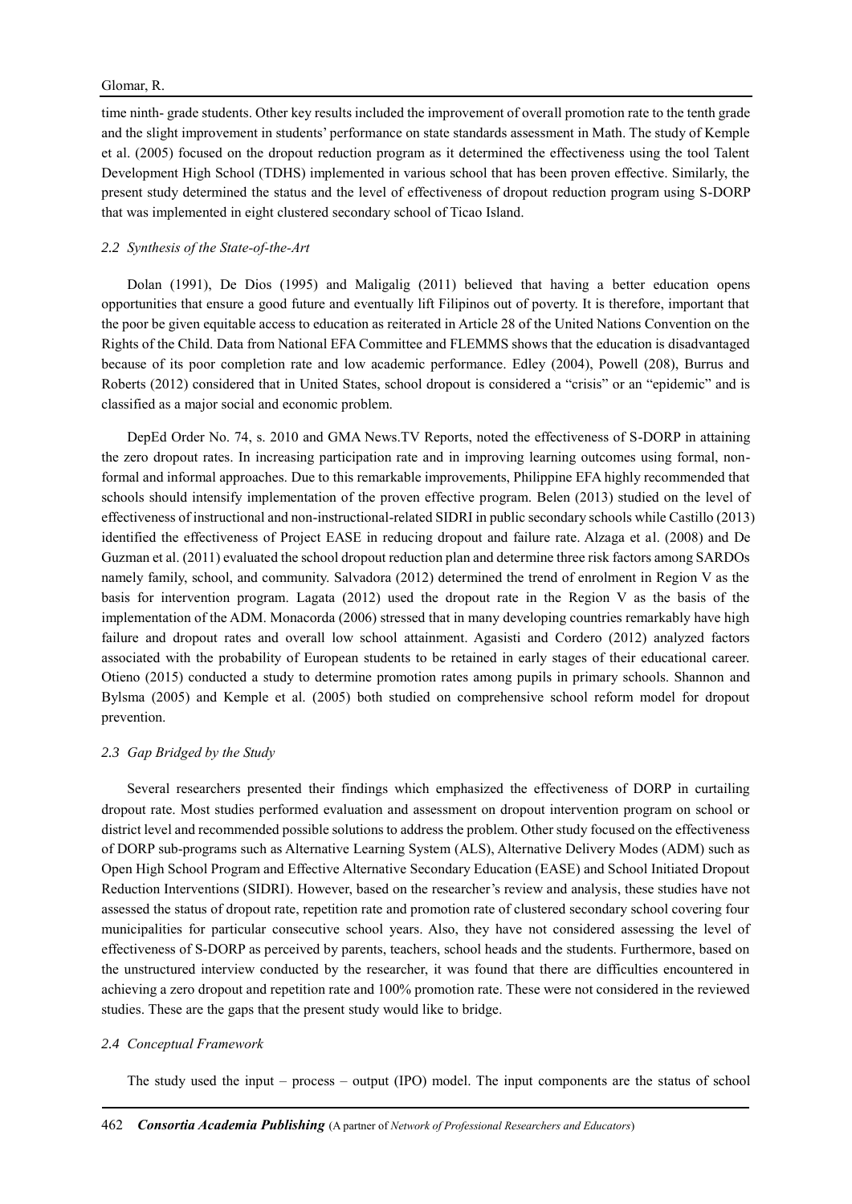time ninth- grade students. Other key results included the improvement of overall promotion rate to the tenth grade and the slight improvement in students' performance on state standards assessment in Math. The study of Kemple et al. (2005) focused on the dropout reduction program as it determined the effectiveness using the tool Talent Development High School (TDHS) implemented in various school that has been proven effective. Similarly, the present study determined the status and the level of effectiveness of dropout reduction program using S-DORP that was implemented in eight clustered secondary school of Ticao Island.

### *2.2 Synthesis of the State-of-the-Art*

Dolan (1991), De Dios (1995) and Maligalig (2011) believed that having a better education opens opportunities that ensure a good future and eventually lift Filipinos out of poverty. It is therefore, important that the poor be given equitable access to education as reiterated in Article 28 of the United Nations Convention on the Rights of the Child. Data from National EFA Committee and FLEMMS shows that the education is disadvantaged because of its poor completion rate and low academic performance. Edley (2004), Powell (208), Burrus and Roberts (2012) considered that in United States, school dropout is considered a "crisis" or an "epidemic" and is classified as a major social and economic problem.

DepEd Order No. 74, s. 2010 and GMA News.TV Reports, noted the effectiveness of S-DORP in attaining the zero dropout rates. In increasing participation rate and in improving learning outcomes using formal, non-formal and informal approaches. Due to this remarkable improvements, Philippine EFA highly recommended that schools should intensify implementation of the proven effective program. Belen (2013) studied on the level of effectiveness of instructional and non-instructional-related SIDRI in public secondary schools while Castillo (2013) identified the effectiveness of Project EASE in reducing dropout and failure rate. Alzaga et al. (2008) and De Guzman et al. (2011) evaluated the school dropout reduction plan and determine three risk factors among SARDOs namely family, school, and community. Salvadora (2012) determined the trend of enrolment in Region V as the basis for intervention program. Lagata (2012) used the dropout rate in the Region V as the basis of the implementation of the ADM. Monacorda (2006) stressed that in many developing countries remarkably have high failure and dropout rates and overall low school attainment. Agasisti and Cordero (2012) analyzed factors associated with the probability of European students to be retained in early stages of their educational career. Otieno (2015) conducted a study to determine promotion rates among pupils in primary schools. Shannon and Bylsma (2005) and Kemple et al. (2005) both studied on comprehensive school reform model for dropout prevention.

### *2.3 Gap Bridged by the Study*

Several researchers presented their findings which emphasized the effectiveness of DORP in curtailing dropout rate. Most studies performed evaluation and assessment on dropout intervention program on school or district level and recommended possible solutions to address the problem. Other study focused on the effectiveness of DORP sub-programs such as Alternative Learning System (ALS), Alternative Delivery Modes (ADM) such as Open High School Program and Effective Alternative Secondary Education (EASE) and School Initiated Dropout Reduction Interventions (SIDRI). However, based on the researcher's review and analysis, these studies have not assessed the status of dropout rate, repetition rate and promotion rate of clustered secondary school covering four municipalities for particular consecutive school years. Also, they have not considered assessing the level of effectiveness of S-DORP as perceived by parents, teachers, school heads and the students. Furthermore, based on the unstructured interview conducted by the researcher, it was found that there are difficulties encountered in achieving a zero dropout and repetition rate and 100% promotion rate. These were not considered in the reviewed studies. These are the gaps that the present study would like to bridge.

### *2.4 Conceptual Framework*

The study used the input – process – output (IPO) model. The input components are the status of school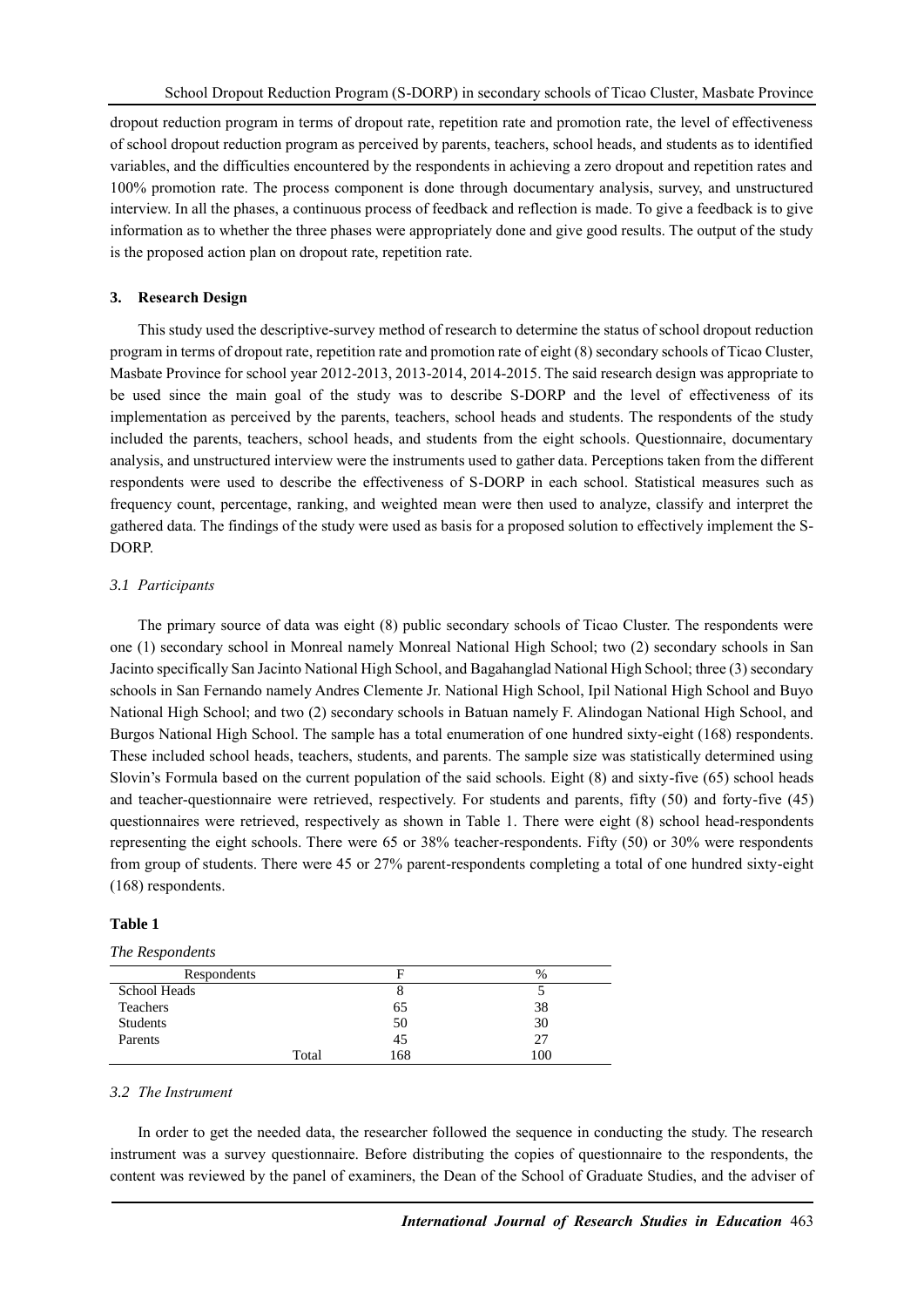dropout reduction program in terms of dropout rate, repetition rate and promotion rate, the level of effectiveness of school dropout reduction program as perceived by parents, teachers, school heads, and students as to identified variables, and the difficulties encountered by the respondents in achieving a zero dropout and repetition rates and 100% promotion rate. The process component is done through documentary analysis, survey, and unstructured interview. In all the phases, a continuous process of feedback and reflection is made. To give a feedback is to give information as to whether the three phases were appropriately done and give good results. The output of the study is the proposed action plan on dropout rate, repetition rate.

### 3. Research Design

This study used the descriptive-survey method of research to determine the status of school dropout reduction program in terms of dropout rate, repetition rate and promotion rate of eight (8) secondary schools of Ticao Cluster, Masbate Province for school year 2012-2013, 2013-2014, 2014-2015. The said research design was appropriate to be used since the main goal of the study was to describe S-DORP and the level of effectiveness of its implementation as perceived by the parents, teachers, school heads and students. The respondents of the study included the parents, teachers, school heads, and students from the eight schools. Questionnaire, documentary analysis, and unstructured interview were the instruments used to gather data. Perceptions taken from the different respondents were used to describe the effectiveness of S-DORP in each school. Statistical measures such as frequency count, percentage, ranking, and weighted mean were then used to analyze, classify and interpret the gathered data. The findings of the study were used as basis for a proposed solution to effectively implement the S-DORP.

#### *3.1 Participants*

The primary source of data was eight (8) public secondary schools of Ticao Cluster. The respondents were one (1) secondary school in Monreal namely Monreal National High School; two (2) secondary schools in San Jacinto specifically San Jacinto National High School, and Bagahanglad National High School; three (3) secondary schools in San Fernando namely Andres Clemente Jr. National High School, Ipil National High School and Buyo National High School; and two (2) secondary schools in Batuan namely F. Alindogan National High School, and Burgos National High School. The sample has a total enumeration of one hundred sixty-eight (168) respondents. These included school heads, teachers, students, and parents. The sample size was statistically determined using Slovin's Formula based on the current population of the said schools. Eight (8) and sixty-five (65) school heads and teacher-questionnaire were retrieved, respectively. For students and parents, fifty (50) and forty-five (45) questionnaires were retrieved, respectively as shown in Table 1. There were eight (8) school head-respondents representing the eight schools. There were 65 or 38% teacher-respondents. Fifty (50) or 30% were respondents from group of students. There were 45 or 27% parent-respondents completing a total of one hundred sixty-eight (168) respondents.

**Table 1**

*The Respondents*

| Respondents | F | % |
|---|---|---|
| School Heads | 8 | 5 |
| Teachers | 65 | 38 |
| Students | 50 | 30 |
| Parents | 45 | 27 |
| Total | 168 | 100 |

#### *3.2 The Instrument*

In order to get the needed data, the researcher followed the sequence in conducting the study. The research instrument was a survey questionnaire. Before distributing the copies of questionnaire to the respondents, the content was reviewed by the panel of examiners, the Dean of the School of Graduate Studies, and the adviser of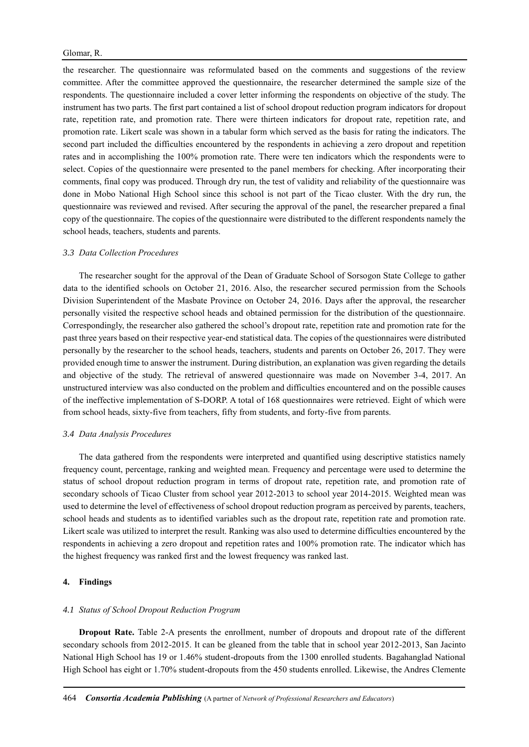the researcher. The questionnaire was reformulated based on the comments and suggestions of the review committee. After the committee approved the questionnaire, the researcher determined the sample size of the respondents. The questionnaire included a cover letter informing the respondents on objective of the study. The instrument has two parts. The first part contained a list of school dropout reduction program indicators for dropout rate, repetition rate, and promotion rate. There were thirteen indicators for dropout rate, repetition rate, and promotion rate. Likert scale was shown in a tabular form which served as the basis for rating the indicators. The second part included the difficulties encountered by the respondents in achieving a zero dropout and repetition rates and in accomplishing the 100% promotion rate. There were ten indicators which the respondents were to select. Copies of the questionnaire were presented to the panel members for checking. After incorporating their comments, final copy was produced. Through dry run, the test of validity and reliability of the questionnaire was done in Mobo National High School since this school is not part of the Ticao cluster. With the dry run, the questionnaire was reviewed and revised. After securing the approval of the panel, the researcher prepared a final copy of the questionnaire. The copies of the questionnaire were distributed to the different respondents namely the school heads, teachers, students and parents.

### *3.3 Data Collection Procedures*

The researcher sought for the approval of the Dean of Graduate School of Sorsogon State College to gather data to the identified schools on October 21, 2016. Also, the researcher secured permission from the Schools Division Superintendent of the Masbate Province on October 24, 2016. Days after the approval, the researcher personally visited the respective school heads and obtained permission for the distribution of the questionnaire. Correspondingly, the researcher also gathered the school's dropout rate, repetition rate and promotion rate for the past three years based on their respective year-end statistical data. The copies of the questionnaires were distributed personally by the researcher to the school heads, teachers, students and parents on October 26, 2017. They were provided enough time to answer the instrument. During distribution, an explanation was given regarding the details and objective of the study. The retrieval of answered questionnaire was made on November 3-4, 2017. An unstructured interview was also conducted on the problem and difficulties encountered and on the possible causes of the ineffective implementation of S-DORP. A total of 168 questionnaires were retrieved. Eight of which were from school heads, sixty-five from teachers, fifty from students, and forty-five from parents.

### *3.4 Data Analysis Procedures*

The data gathered from the respondents were interpreted and quantified using descriptive statistics namely frequency count, percentage, ranking and weighted mean. Frequency and percentage were used to determine the status of school dropout reduction program in terms of dropout rate, repetition rate, and promotion rate of secondary schools of Ticao Cluster from school year 2012-2013 to school year 2014-2015. Weighted mean was used to determine the level of effectiveness of school dropout reduction program as perceived by parents, teachers, school heads and students as to identified variables such as the dropout rate, repetition rate and promotion rate. Likert scale was utilized to interpret the result. Ranking was also used to determine difficulties encountered by the respondents in achieving a zero dropout and repetition rates and 100% promotion rate. The indicator which has the highest frequency was ranked first and the lowest frequency was ranked last.

## 4. Findings

### *4.1 Status of School Dropout Reduction Program*

**Dropout Rate.** Table 2-A presents the enrollment, number of dropouts and dropout rate of the different secondary schools from 2012-2015. It can be gleaned from the table that in school year 2012-2013, San Jacinto National High School has 19 or 1.46% student-dropouts from the 1300 enrolled students. Bagahanglad National High School has eight or 1.70% student-dropouts from the 450 students enrolled. Likewise, the Andres Clemente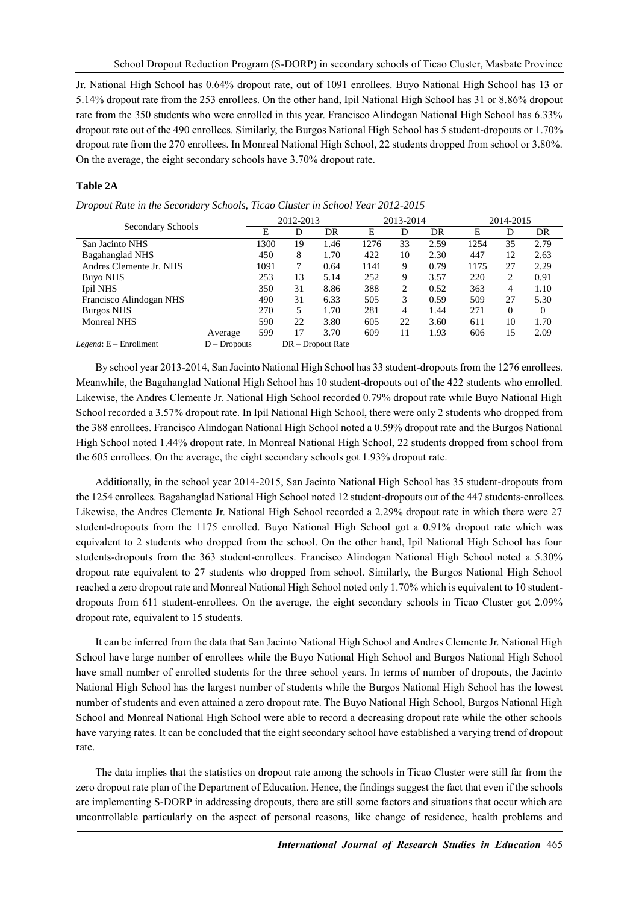Jr. National High School has 0.64% dropout rate, out of 1091 enrollees. Buyo National High School has 13 or 5.14% dropout rate from the 253 enrollees. On the other hand, Ipil National High School has 31 or 8.86% dropout rate from the 350 students who were enrolled in this year. Francisco Alindogan National High School has 6.33% dropout rate out of the 490 enrollees. Similarly, the Burgos National High School has 5 student-dropouts or 1.70% dropout rate from the 270 enrollees. In Monreal National High School, 22 students dropped from school or 3.80%. On the average, the eight secondary schools have 3.70% dropout rate.

**Table 2A**

*Dropout Rate in the Secondary Schools, Ticao Cluster in School Year 2012-2015*

| Secondary Schools | | 2012-2013 | | | 2013-2014 | | | 2014-2015 | | |
|---|---|---|---|---|---|---|---|---|---|---|
| | | E | D | DR | E | D | DR | E | D | DR |
| San Jacinto NHS | | 1300 | 19 | 1.46 | 1276 | 33 | 2.59 | 1254 | 35 | 2.79 |
| Bagahanglad NHS | | 450 | 8 | 1.70 | 422 | 10 | 2.30 | 447 | 12 | 2.63 |
| Andres Clemente Jr. NHS | | 1091 | 7 | 0.64 | 1141 | 9 | 0.79 | 1175 | 27 | 2.29 |
| Buyo NHS | | 253 | 13 | 5.14 | 252 | 9 | 3.57 | 220 | 2 | 0.91 |
| Ipil NHS | | 350 | 31 | 8.86 | 388 | 2 | 0.52 | 363 | 4 | 1.10 |
| Francisco Alindogan NHS | | 490 | 31 | 6.33 | 505 | 3 | 0.59 | 509 | 27 | 5.30 |
| Burgos NHS | | 270 | 5 | 1.70 | 281 | 4 | 1.44 | 271 | 0 | 0 |
| Monreal NHS | | 590 | 22 | 3.80 | 605 | 22 | 3.60 | 611 | 10 | 1.70 |
| | Average | 599 | 17 | 3.70 | 609 | 11 | 1.93 | 606 | 15 | 2.09 |

*Legend*: E – Enrollment D – Dropouts DR – Dropout Rate

By school year 2013-2014, San Jacinto National High School has 33 student-dropouts from the 1276 enrollees. Meanwhile, the Bagahanglad National High School has 10 student-dropouts out of the 422 students who enrolled. Likewise, the Andres Clemente Jr. National High School recorded 0.79% dropout rate while Buyo National High School recorded a 3.57% dropout rate. In Ipil National High School, there were only 2 students who dropped from the 388 enrollees. Francisco Alindogan National High School noted a 0.59% dropout rate and the Burgos National High School noted 1.44% dropout rate. In Monreal National High School, 22 students dropped from school from the 605 enrollees. On the average, the eight secondary schools got 1.93% dropout rate.

Additionally, in the school year 2014-2015, San Jacinto National High School has 35 student-dropouts from the 1254 enrollees. Bagahanglad National High School noted 12 student-dropouts out of the 447 students-enrollees. Likewise, the Andres Clemente Jr. National High School recorded a 2.29% dropout rate in which there were 27 student-dropouts from the 1175 enrolled. Buyo National High School got a 0.91% dropout rate which was equivalent to 2 students who dropped from the school. On the other hand, Ipil National High School has four students-dropouts from the 363 student-enrollees. Francisco Alindogan National High School noted a 5.30% dropout rate equivalent to 27 students who dropped from school. Similarly, the Burgos National High School reached a zero dropout rate and Monreal National High School noted only 1.70% which is equivalent to 10 student-dropouts from 611 student-enrollees. On the average, the eight secondary schools in Ticao Cluster got 2.09% dropout rate, equivalent to 15 students.

It can be inferred from the data that San Jacinto National High School and Andres Clemente Jr. National High School have large number of enrollees while the Buyo National High School and Burgos National High School have small number of enrolled students for the three school years. In terms of number of dropouts, the Jacinto National High School has the largest number of students while the Burgos National High School has the lowest number of students and even attained a zero dropout rate. The Buyo National High School, Burgos National High School and Monreal National High School were able to record a decreasing dropout rate while the other schools have varying rates. It can be concluded that the eight secondary school have established a varying trend of dropout rate.

The data implies that the statistics on dropout rate among the schools in Ticao Cluster were still far from the zero dropout rate plan of the Department of Education. Hence, the findings suggest the fact that even if the schools are implementing S-DORP in addressing dropouts, there are still some factors and situations that occur which are uncontrollable particularly on the aspect of personal reasons, like change of residence, health problems and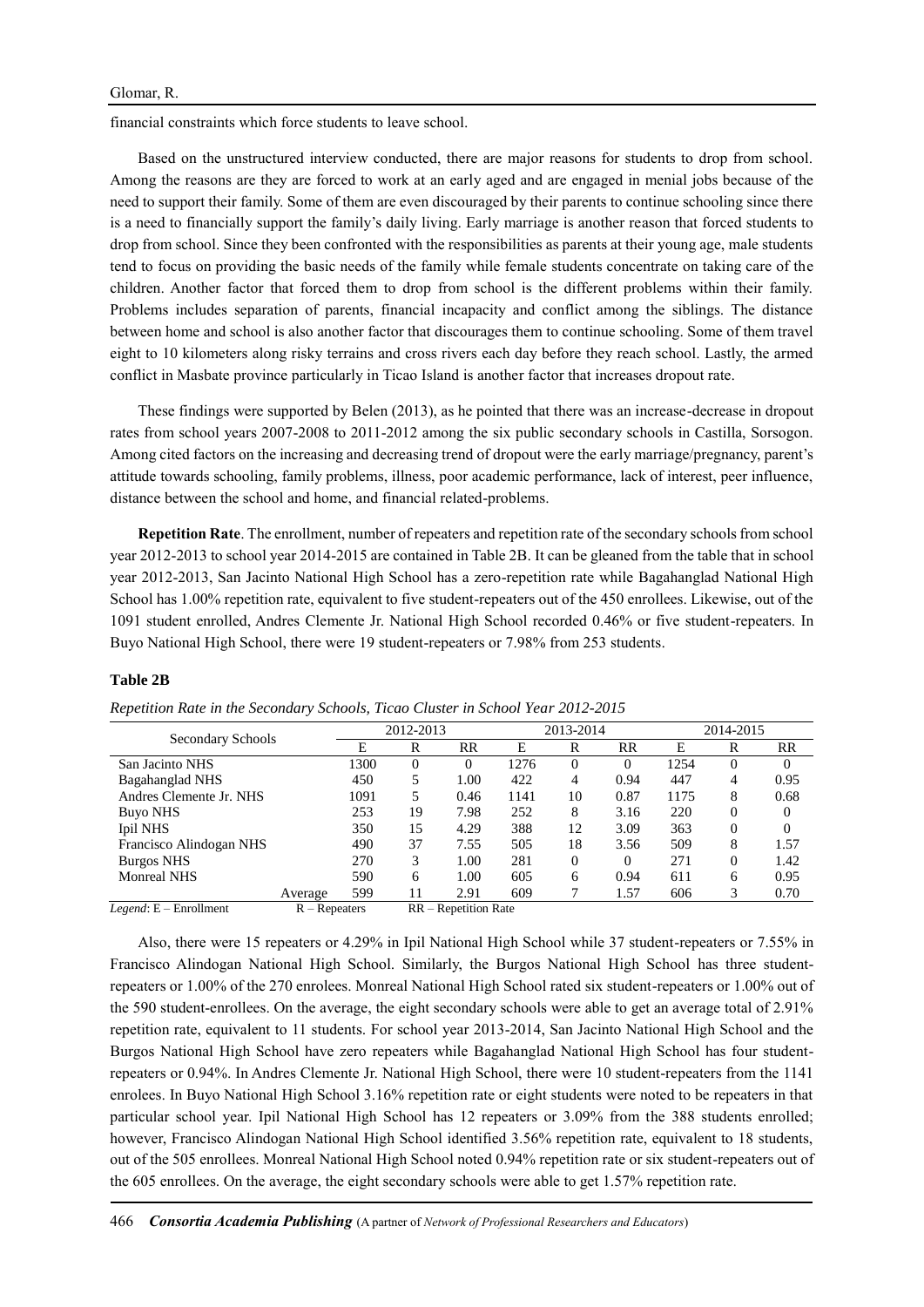financial constraints which force students to leave school.

Based on the unstructured interview conducted, there are major reasons for students to drop from school. Among the reasons are they are forced to work at an early aged and are engaged in menial jobs because of the need to support their family. Some of them are even discouraged by their parents to continue schooling since there is a need to financially support the family's daily living. Early marriage is another reason that forced students to drop from school. Since they been confronted with the responsibilities as parents at their young age, male students tend to focus on providing the basic needs of the family while female students concentrate on taking care of the children. Another factor that forced them to drop from school is the different problems within their family. Problems includes separation of parents, financial incapacity and conflict among the siblings. The distance between home and school is also another factor that discourages them to continue schooling. Some of them travel eight to 10 kilometers along risky terrains and cross rivers each day before they reach school. Lastly, the armed conflict in Masbate province particularly in Ticao Island is another factor that increases dropout rate.

These findings were supported by Belen (2013), as he pointed that there was an increase-decrease in dropout rates from school years 2007-2008 to 2011-2012 among the six public secondary schools in Castilla, Sorsogon. Among cited factors on the increasing and decreasing trend of dropout were the early marriage/pregnancy, parent's attitude towards schooling, family problems, illness, poor academic performance, lack of interest, peer influence, distance between the school and home, and financial related-problems.

**Repetition Rate**. The enrollment, number of repeaters and repetition rate of the secondary schools from school year 2012-2013 to school year 2014-2015 are contained in Table 2B. It can be gleaned from the table that in school year 2012-2013, San Jacinto National High School has a zero-repetition rate while Bagahanglad National High School has 1.00% repetition rate, equivalent to five student-repeaters out of the 450 enrollees. Likewise, out of the 1091 student enrolled, Andres Clemente Jr. National High School recorded 0.46% or five student-repeaters. In Buyo National High School, there were 19 student-repeaters or 7.98% from 253 students.

**Table 2B**

*Repetition Rate in the Secondary Schools, Ticao Cluster in School Year 2012-2015*

| Secondary Schools | 2012-2013 | | | 2013-2014 | | | 2014-2015 | | |
|---|---|---|---|---|---|---|---|---|---|
| | E | R | RR | E | R | RR | E | R | RR |
| San Jacinto NHS | 1300 | 0 | 0 | 1276 | 0 | 0 | 1254 | 0 | 0 |
| Bagahanglad NHS | 450 | 5 | 1.00 | 422 | 4 | 0.94 | 447 | 4 | 0.95 |
| Andres Clemente Jr. NHS | 1091 | 5 | 0.46 | 1141 | 10 | 0.87 | 1175 | 8 | 0.68 |
| Buyo NHS | 253 | 19 | 7.98 | 252 | 8 | 3.16 | 220 | 0 | 0 |
| Ipil NHS | 350 | 15 | 4.29 | 388 | 12 | 3.09 | 363 | 0 | 0 |
| Francisco Alindogan NHS | 490 | 37 | 7.55 | 505 | 18 | 3.56 | 509 | 8 | 1.57 |
| Burgos NHS | 270 | 3 | 1.00 | 281 | 0 | 0 | 271 | 0 | 1.42 |
| Monreal NHS | 590 | 6 | 1.00 | 605 | 6 | 0.94 | 611 | 6 | 0.95 |
| Average | 599 | 11 | 2.91 | 609 | 7 | 1.57 | 606 | 3 | 0.70 |

*Legend*: E – Enrollment R – Repeaters RR – Repetition Rate

Also, there were 15 repeaters or 4.29% in Ipil National High School while 37 student-repeaters or 7.55% in Francisco Alindogan National High School. Similarly, the Burgos National High School has three student-repeaters or 1.00% of the 270 enrolees. Monreal National High School rated six student-repeaters or 1.00% out of the 590 student-enrollees. On the average, the eight secondary schools were able to get an average total of 2.91% repetition rate, equivalent to 11 students. For school year 2013-2014, San Jacinto National High School and the Burgos National High School have zero repeaters while Bagahanglad National High School has four student-repeaters or 0.94%. In Andres Clemente Jr. National High School, there were 10 student-repeaters from the 1141 enrolees. In Buyo National High School 3.16% repetition rate or eight students were noted to be repeaters in that particular school year. Ipil National High School has 12 repeaters or 3.09% from the 388 students enrolled; however, Francisco Alindogan National High School identified 3.56% repetition rate, equivalent to 18 students, out of the 505 enrollees. Monreal National High School noted 0.94% repetition rate or six student-repeaters out of the 605 enrollees. On the average, the eight secondary schools were able to get 1.57% repetition rate.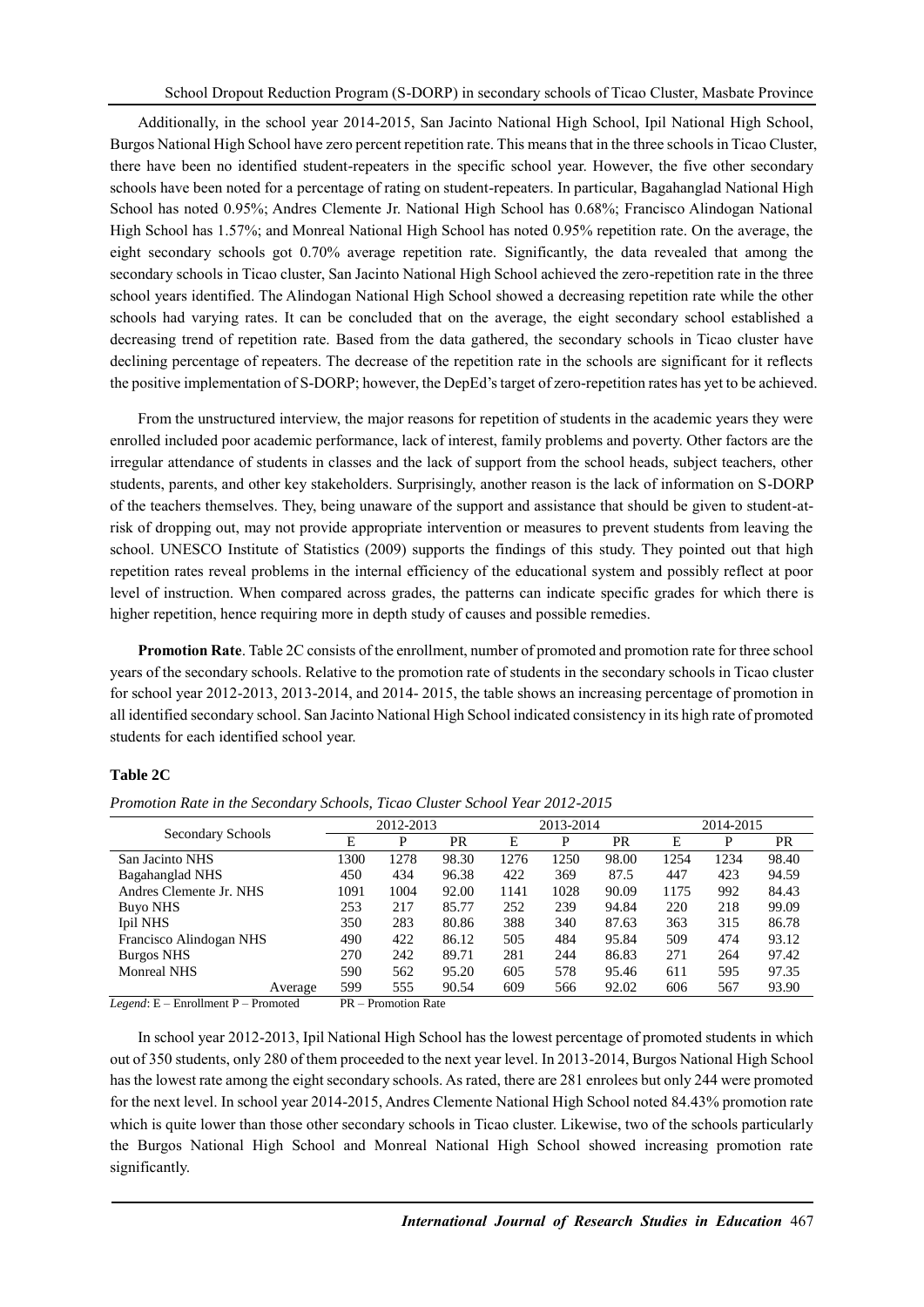Additionally, in the school year 2014-2015, San Jacinto National High School, Ipil National High School, Burgos National High School have zero percent repetition rate. This means that in the three schools in Ticao Cluster, there have been no identified student-repeaters in the specific school year. However, the five other secondary schools have been noted for a percentage of rating on student-repeaters. In particular, Bagahanglad National High School has noted 0.95%; Andres Clemente Jr. National High School has 0.68%; Francisco Alindogan National High School has 1.57%; and Monreal National High School has noted 0.95% repetition rate. On the average, the eight secondary schools got 0.70% average repetition rate. Significantly, the data revealed that among the secondary schools in Ticao cluster, San Jacinto National High School achieved the zero-repetition rate in the three school years identified. The Alindogan National High School showed a decreasing repetition rate while the other schools had varying rates. It can be concluded that on the average, the eight secondary school established a decreasing trend of repetition rate. Based from the data gathered, the secondary schools in Ticao cluster have declining percentage of repeaters. The decrease of the repetition rate in the schools are significant for it reflects the positive implementation of S-DORP; however, the DepEd's target of zero-repetition rates has yet to be achieved.

From the unstructured interview, the major reasons for repetition of students in the academic years they were enrolled included poor academic performance, lack of interest, family problems and poverty. Other factors are the irregular attendance of students in classes and the lack of support from the school heads, subject teachers, other students, parents, and other key stakeholders. Surprisingly, another reason is the lack of information on S-DORP of the teachers themselves. They, being unaware of the support and assistance that should be given to student-at-risk of dropping out, may not provide appropriate intervention or measures to prevent students from leaving the school. UNESCO Institute of Statistics (2009) supports the findings of this study. They pointed out that high repetition rates reveal problems in the internal efficiency of the educational system and possibly reflect at poor level of instruction. When compared across grades, the patterns can indicate specific grades for which there is higher repetition, hence requiring more in depth study of causes and possible remedies.

**Promotion Rate**. Table 2C consists of the enrollment, number of promoted and promotion rate for three school years of the secondary schools. Relative to the promotion rate of students in the secondary schools in Ticao cluster for school year 2012-2013, 2013-2014, and 2014- 2015, the table shows an increasing percentage of promotion in all identified secondary school. San Jacinto National High School indicated consistency in its high rate of promoted students for each identified school year.

**Table 2C**

*Promotion Rate in the Secondary Schools, Ticao Cluster School Year 2012-2015*

| Secondary Schools | 2012-2013 | | | 2013-2014 | | | 2014-2015 | | |
|---|---|---|---|---|---|---|---|---|---|
| | E | P | PR | E | P | PR | E | P | PR |
| San Jacinto NHS | 1300 | 1278 | 98.30 | 1276 | 1250 | 98.00 | 1254 | 1234 | 98.40 |
| Bagahanglad NHS | 450 | 434 | 96.38 | 422 | 369 | 87.5 | 447 | 423 | 94.59 |
| Andres Clemente Jr. NHS | 1091 | 1004 | 92.00 | 1141 | 1028 | 90.09 | 1175 | 992 | 84.43 |
| Buyo NHS | 253 | 217 | 85.77 | 252 | 239 | 94.84 | 220 | 218 | 99.09 |
| Ipil NHS | 350 | 283 | 80.86 | 388 | 340 | 87.63 | 363 | 315 | 86.78 |
| Francisco Alindogan NHS | 490 | 422 | 86.12 | 505 | 484 | 95.84 | 509 | 474 | 93.12 |
| Burgos NHS | 270 | 242 | 89.71 | 281 | 244 | 86.83 | 271 | 264 | 97.42 |
| Monreal NHS | 590 | 562 | 95.20 | 605 | 578 | 95.46 | 611 | 595 | 97.35 |
| Average | 599 | 555 | 90.54 | 609 | 566 | 92.02 | 606 | 567 | 93.90 |

*Legend*: E – Enrollment P – Promoted PR – Promotion Rate

In school year 2012-2013, Ipil National High School has the lowest percentage of promoted students in which out of 350 students, only 280 of them proceeded to the next year level. In 2013-2014, Burgos National High School has the lowest rate among the eight secondary schools. As rated, there are 281 enrolees but only 244 were promoted for the next level. In school year 2014-2015, Andres Clemente National High School noted 84.43% promotion rate which is quite lower than those other secondary schools in Ticao cluster. Likewise, two of the schools particularly the Burgos National High School and Monreal National High School showed increasing promotion rate significantly.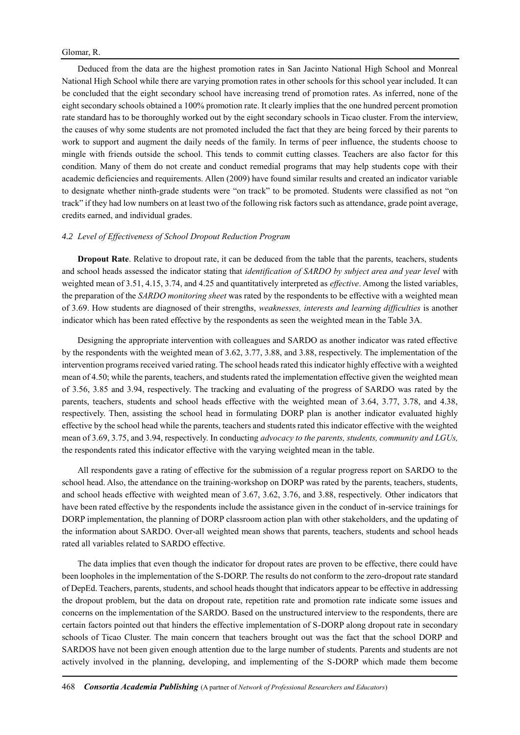Deduced from the data are the highest promotion rates in San Jacinto National High School and Monreal National High School while there are varying promotion rates in other schools for this school year included. It can be concluded that the eight secondary school have increasing trend of promotion rates. As inferred, none of the eight secondary schools obtained a 100% promotion rate. It clearly implies that the one hundred percent promotion rate standard has to be thoroughly worked out by the eight secondary schools in Ticao cluster. From the interview, the causes of why some students are not promoted included the fact that they are being forced by their parents to work to support and augment the daily needs of the family. In terms of peer influence, the students choose to mingle with friends outside the school. This tends to commit cutting classes. Teachers are also factor for this condition. Many of them do not create and conduct remedial programs that may help students cope with their academic deficiencies and requirements. Allen (2009) have found similar results and created an indicator variable to designate whether ninth-grade students were "on track" to be promoted. Students were classified as not "on track" if they had low numbers on at least two of the following risk factors such as attendance, grade point average, credits earned, and individual grades.

### *4.2 Level of Effectiveness of School Dropout Reduction Program*

**Dropout Rate**. Relative to dropout rate, it can be deduced from the table that the parents, teachers, students and school heads assessed the indicator stating that *identification of SARDO by subject area and year level* with weighted mean of 3.51, 4.15, 3.74, and 4.25 and quantitatively interpreted as *effective*. Among the listed variables, the preparation of the *SARDO monitoring sheet* was rated by the respondents to be effective with a weighted mean of 3.69. How students are diagnosed of their strengths, *weaknesses, interests and learning difficulties* is another indicator which has been rated effective by the respondents as seen the weighted mean in the Table 3A.

Designing the appropriate intervention with colleagues and SARDO as another indicator was rated effective by the respondents with the weighted mean of 3.62, 3.77, 3.88, and 3.88, respectively. The implementation of the intervention programs received varied rating. The school heads rated this indicator highly effective with a weighted mean of 4.50; while the parents, teachers, and students rated the implementation effective given the weighted mean of 3.56, 3.85 and 3.94, respectively. The tracking and evaluating of the progress of SARDO was rated by the parents, teachers, students and school heads effective with the weighted mean of 3.64, 3.77, 3.78, and 4.38, respectively. Then, assisting the school head in formulating DORP plan is another indicator evaluated highly effective by the school head while the parents, teachers and students rated this indicator effective with the weighted mean of 3.69, 3.75, and 3.94, respectively. In conducting *advocacy to the parents, students, community and LGUs,* the respondents rated this indicator effective with the varying weighted mean in the table.

All respondents gave a rating of effective for the submission of a regular progress report on SARDO to the school head. Also, the attendance on the training-workshop on DORP was rated by the parents, teachers, students, and school heads effective with weighted mean of 3.67, 3.62, 3.76, and 3.88, respectively. Other indicators that have been rated effective by the respondents include the assistance given in the conduct of in-service trainings for DORP implementation, the planning of DORP classroom action plan with other stakeholders, and the updating of the information about SARDO. Over-all weighted mean shows that parents, teachers, students and school heads rated all variables related to SARDO effective.

The data implies that even though the indicator for dropout rates are proven to be effective, there could have been loopholes in the implementation of the S-DORP. The results do not conform to the zero-dropout rate standard of DepEd. Teachers, parents, students, and school heads thought that indicators appear to be effective in addressing the dropout problem, but the data on dropout rate, repetition rate and promotion rate indicate some issues and concerns on the implementation of the SARDO. Based on the unstructured interview to the respondents, there are certain factors pointed out that hinders the effective implementation of S-DORP along dropout rate in secondary schools of Ticao Cluster. The main concern that teachers brought out was the fact that the school DORP and SARDOS have not been given enough attention due to the large number of students. Parents and students are not actively involved in the planning, developing, and implementing of the S-DORP which made them become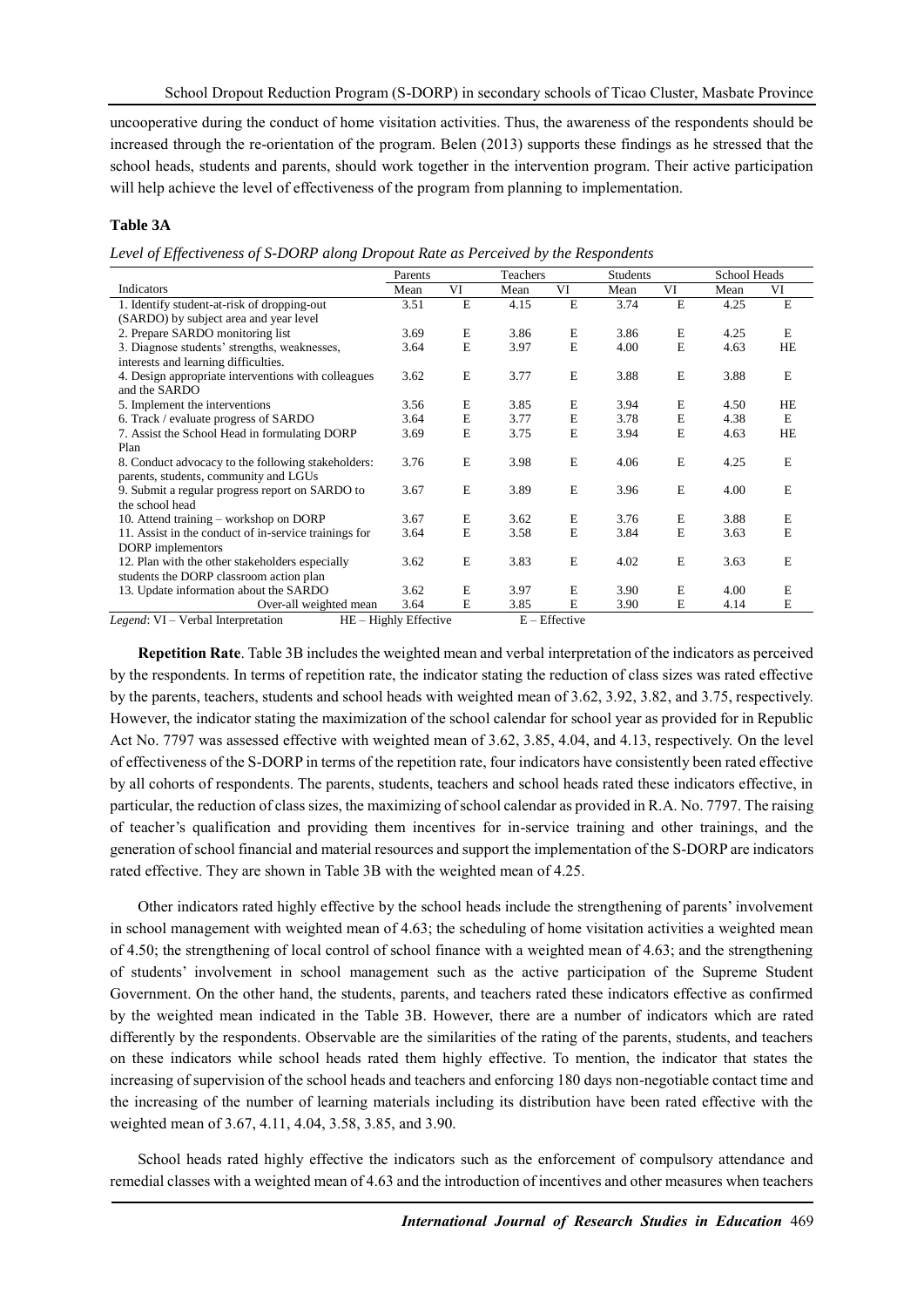uncooperative during the conduct of home visitation activities. Thus, the awareness of the respondents should be increased through the re-orientation of the program. Belen (2013) supports these findings as he stressed that the school heads, students and parents, should work together in the intervention program. Their active participation will help achieve the level of effectiveness of the program from planning to implementation.

**Table 3A**

*Level of Effectiveness of S-DORP along Dropout Rate as Perceived by the Respondents*

| | Parents | | Teachers | | Students | | School Heads | |
|---|---|---|---|---|---|---|---|---|
| Indicators | Mean | VI | Mean | VI | Mean | VI | Mean | VI |
| 1. Identify student-at-risk of dropping-out (SARDO) by subject area and year level | 3.51 | E | 4.15 | E | 3.74 | E | 4.25 | E |
| 2. Prepare SARDO monitoring list | 3.69 | E | 3.86 | E | 3.86 | E | 4.25 | E |
| 3. Diagnose students' strengths, weaknesses, interests and learning difficulties. | 3.64 | E | 3.97 | E | 4.00 | E | 4.63 | HE |
| 4. Design appropriate interventions with colleagues and the SARDO | 3.62 | E | 3.77 | E | 3.88 | E | 3.88 | E |
| 5. Implement the interventions | 3.56 | E | 3.85 | E | 3.94 | E | 4.50 | HE |
| 6. Track / evaluate progress of SARDO | 3.64 | E | 3.77 | E | 3.78 | E | 4.38 | E |
| 7. Assist the School Head in formulating DORP Plan | 3.69 | E | 3.75 | E | 3.94 | E | 4.63 | HE |
| 8. Conduct advocacy to the following stakeholders: parents, students, community and LGUs | 3.76 | E | 3.98 | E | 4.06 | E | 4.25 | E |
| 9. Submit a regular progress report on SARDO to the school head | 3.67 | E | 3.89 | E | 3.96 | E | 4.00 | E |
| 10. Attend training – workshop on DORP | 3.67 | E | 3.62 | E | 3.76 | E | 3.88 | E |
| 11. Assist in the conduct of in-service trainings for DORP implementors | 3.64 | E | 3.58 | E | 3.84 | E | 3.63 | E |
| 12. Plan with the other stakeholders especially students the DORP classroom action plan | 3.62 | E | 3.83 | E | 4.02 | E | 3.63 | E |
| 13. Update information about the SARDO | 3.62 | E | 3.97 | E | 3.90 | E | 4.00 | E |
| Over-all weighted mean | 3.64 | E | 3.85 | E | 3.90 | E | 4.14 | E |

*Legend*: VI – Verbal Interpretation HE – Highly Effective E – Effective

**Repetition Rate**. Table 3B includes the weighted mean and verbal interpretation of the indicators as perceived by the respondents. In terms of repetition rate, the indicator stating the reduction of class sizes was rated effective by the parents, teachers, students and school heads with weighted mean of 3.62, 3.92, 3.82, and 3.75, respectively. However, the indicator stating the maximization of the school calendar for school year as provided for in Republic Act No. 7797 was assessed effective with weighted mean of 3.62, 3.85, 4.04, and 4.13, respectively. On the level of effectiveness of the S-DORP in terms of the repetition rate, four indicators have consistently been rated effective by all cohorts of respondents. The parents, students, teachers and school heads rated these indicators effective, in particular, the reduction of class sizes, the maximizing of school calendar as provided in R.A. No. 7797. The raising of teacher's qualification and providing them incentives for in-service training and other trainings, and the generation of school financial and material resources and support the implementation of the S-DORP are indicators rated effective. They are shown in Table 3B with the weighted mean of 4.25.

Other indicators rated highly effective by the school heads include the strengthening of parents' involvement in school management with weighted mean of 4.63; the scheduling of home visitation activities a weighted mean of 4.50; the strengthening of local control of school finance with a weighted mean of 4.63; and the strengthening of students' involvement in school management such as the active participation of the Supreme Student Government. On the other hand, the students, parents, and teachers rated these indicators effective as confirmed by the weighted mean indicated in the Table 3B. However, there are a number of indicators which are rated differently by the respondents. Observable are the similarities of the rating of the parents, students, and teachers on these indicators while school heads rated them highly effective. To mention, the indicator that states the increasing of supervision of the school heads and teachers and enforcing 180 days non-negotiable contact time and the increasing of the number of learning materials including its distribution have been rated effective with the weighted mean of 3.67, 4.11, 4.04, 3.58, 3.85, and 3.90.

School heads rated highly effective the indicators such as the enforcement of compulsory attendance and remedial classes with a weighted mean of 4.63 and the introduction of incentives and other measures when teachers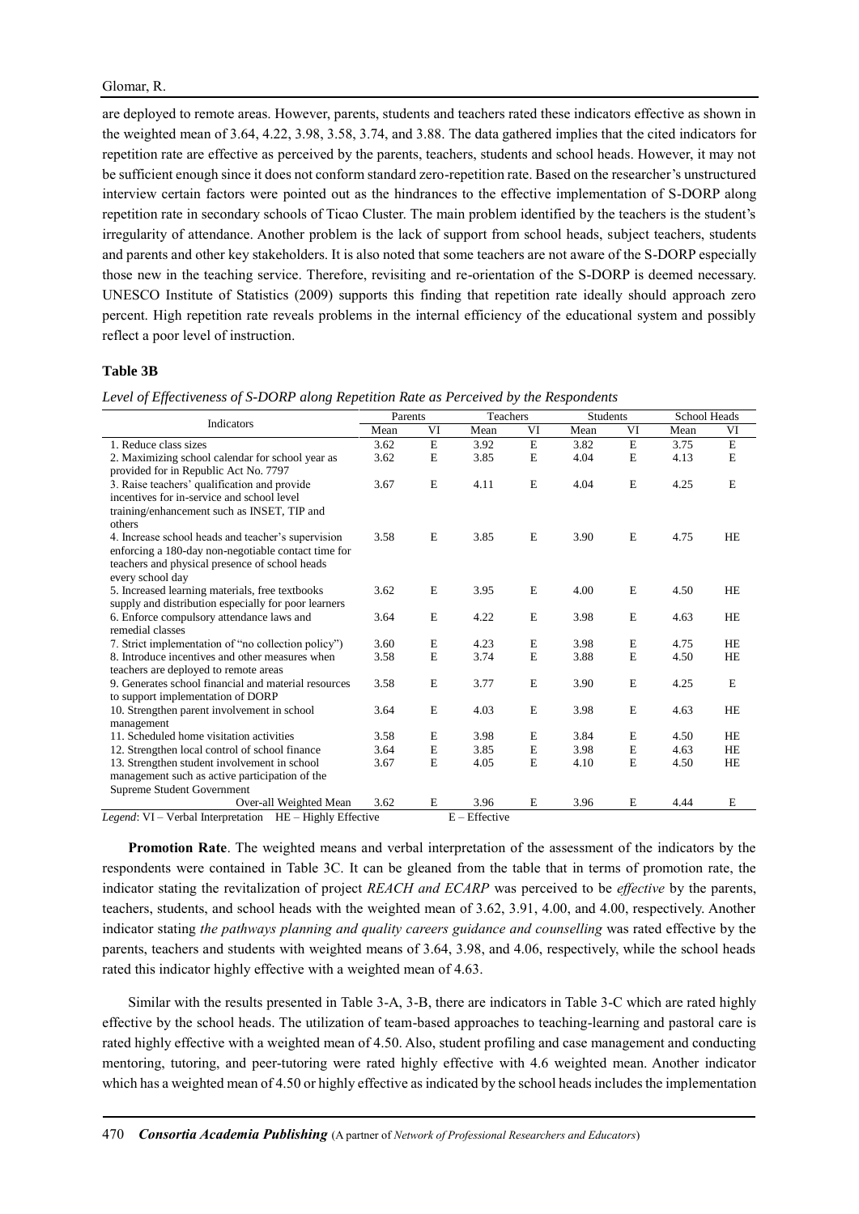are deployed to remote areas. However, parents, students and teachers rated these indicators effective as shown in the weighted mean of 3.64, 4.22, 3.98, 3.58, 3.74, and 3.88. The data gathered implies that the cited indicators for repetition rate are effective as perceived by the parents, teachers, students and school heads. However, it may not be sufficient enough since it does not conform standard zero-repetition rate. Based on the researcher's unstructured interview certain factors were pointed out as the hindrances to the effective implementation of S-DORP along repetition rate in secondary schools of Ticao Cluster. The main problem identified by the teachers is the student's irregularity of attendance. Another problem is the lack of support from school heads, subject teachers, students and parents and other key stakeholders. It is also noted that some teachers are not aware of the S-DORP especially those new in the teaching service. Therefore, revisiting and re-orientation of the S-DORP is deemed necessary. UNESCO Institute of Statistics (2009) supports this finding that repetition rate ideally should approach zero percent. High repetition rate reveals problems in the internal efficiency of the educational system and possibly reflect a poor level of instruction.

**Table 3B**

*Level of Effectiveness of S-DORP along Repetition Rate as Perceived by the Respondents*

| Indicators | Parents | | Teachers | | Students | | School Heads | |
|---|---|---|---|---|---|---|---|---|
| | Mean | VI | Mean | VI | Mean | VI | Mean | VI |
| 1. Reduce class sizes | 3.62 | E | 3.92 | E | 3.82 | E | 3.75 | E |
| 2. Maximizing school calendar for school year as provided for in Republic Act No. 7797 | 3.62 | E | 3.85 | E | 4.04 | E | 4.13 | E |
| 3. Raise teachers' qualification and provide incentives for in-service and school level training/enhancement such as INSET, TIP and others | 3.67 | E | 4.11 | E | 4.04 | E | 4.25 | E |
| 4. Increase school heads and teacher's supervision enforcing a 180-day non-negotiable contact time for teachers and physical presence of school heads every school day | 3.58 | E | 3.85 | E | 3.90 | E | 4.75 | HE |
| 5. Increased learning materials, free textbooks supply and distribution especially for poor learners | 3.62 | E | 3.95 | E | 4.00 | E | 4.50 | HE |
| 6. Enforce compulsory attendance laws and remedial classes | 3.64 | E | 4.22 | E | 3.98 | E | 4.63 | HE |
| 7. Strict implementation of "no collection policy") | 3.60 | E | 4.23 | E | 3.98 | E | 4.75 | HE |
| 8. Introduce incentives and other measures when teachers are deployed to remote areas | 3.58 | E | 3.74 | E | 3.88 | E | 4.50 | HE |
| 9. Generates school financial and material resources to support implementation of DORP | 3.58 | E | 3.77 | E | 3.90 | E | 4.25 | E |
| 10. Strengthen parent involvement in school management | 3.64 | E | 4.03 | E | 3.98 | E | 4.63 | HE |
| 11. Scheduled home visitation activities | 3.58 | E | 3.98 | E | 3.84 | E | 4.50 | HE |
| 12. Strengthen local control of school finance | 3.64 | E | 3.85 | E | 3.98 | E | 4.63 | HE |
| 13. Strengthen student involvement in school management such as active participation of the Supreme Student Government | 3.67 | E | 4.05 | E | 4.10 | E | 4.50 | HE |
| Over-all Weighted Mean | 3.62 | E | 3.96 | E | 3.96 | E | 4.44 | E |

*Legend*: VI – Verbal Interpretation  HE – Highly Effective  E – Effective

**Promotion Rate**. The weighted means and verbal interpretation of the assessment of the indicators by the respondents were contained in Table 3C. It can be gleaned from the table that in terms of promotion rate, the indicator stating the revitalization of project *REACH and ECARP* was perceived to be *effective* by the parents, teachers, students, and school heads with the weighted mean of 3.62, 3.91, 4.00, and 4.00, respectively. Another indicator stating *the pathways planning and quality careers guidance and counselling* was rated effective by the parents, teachers and students with weighted means of 3.64, 3.98, and 4.06, respectively, while the school heads rated this indicator highly effective with a weighted mean of 4.63.

Similar with the results presented in Table 3-A, 3-B, there are indicators in Table 3-C which are rated highly effective by the school heads. The utilization of team-based approaches to teaching-learning and pastoral care is rated highly effective with a weighted mean of 4.50. Also, student profiling and case management and conducting mentoring, tutoring, and peer-tutoring were rated highly effective with 4.6 weighted mean. Another indicator which has a weighted mean of 4.50 or highly effective as indicated by the school heads includes the implementation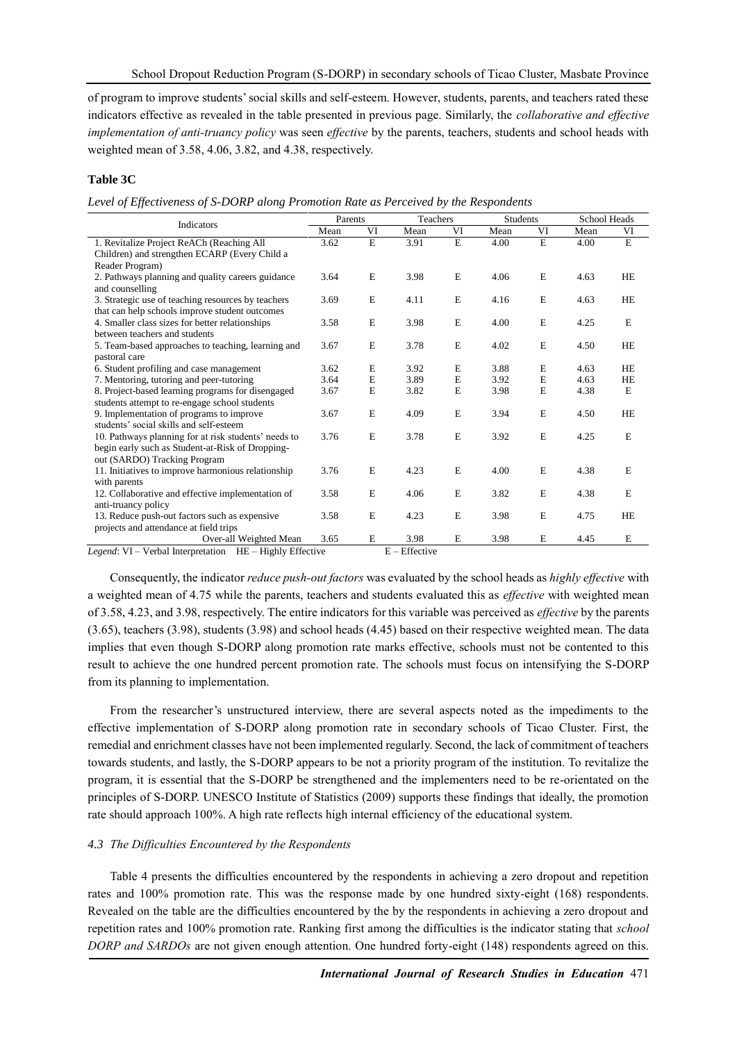of program to improve students' social skills and self-esteem. However, students, parents, and teachers rated these indicators effective as revealed in the table presented in previous page. Similarly, the *collaborative and effective implementation of anti-truancy policy* was seen *effective* by the parents, teachers, students and school heads with weighted mean of 3.58, 4.06, 3.82, and 4.38, respectively.

**Table 3C**

*Level of Effectiveness of S-DORP along Promotion Rate as Perceived by the Respondents*

| Indicators | Parents | | Teachers | | Students | | School Heads | |
|---|---|---|---|---|---|---|---|---|
| | Mean | VI | Mean | VI | Mean | VI | Mean | VI |
| 1. Revitalize Project ReACh (Reaching All Children) and strengthen ECARP (Every Child a Reader Program) | 3.62 | E | 3.91 | E | 4.00 | E | 4.00 | E |
| 2. Pathways planning and quality careers guidance and counselling | 3.64 | E | 3.98 | E | 4.06 | E | 4.63 | HE |
| 3. Strategic use of teaching resources by teachers that can help schools improve student outcomes | 3.69 | E | 4.11 | E | 4.16 | E | 4.63 | HE |
| 4. Smaller class sizes for better relationships between teachers and students | 3.58 | E | 3.98 | E | 4.00 | E | 4.25 | E |
| 5. Team-based approaches to teaching, learning and pastoral care | 3.67 | E | 3.78 | E | 4.02 | E | 4.50 | HE |
| 6. Student profiling and case management | 3.62 | E | 3.92 | E | 3.88 | E | 4.63 | HE |
| 7. Mentoring, tutoring and peer-tutoring | 3.64 | E | 3.89 | E | 3.92 | E | 4.63 | HE |
| 8. Project-based learning programs for disengaged students attempt to re-engage school students | 3.67 | E | 3.82 | E | 3.98 | E | 4.38 | E |
| 9. Implementation of programs to improve students' social skills and self-esteem | 3.67 | E | 4.09 | E | 3.94 | E | 4.50 | HE |
| 10. Pathways planning for at risk students' needs to begin early such as Student-at-Risk of Dropping-out (SARDO) Tracking Program | 3.76 | E | 3.78 | E | 3.92 | E | 4.25 | E |
| 11. Initiatives to improve harmonious relationship with parents | 3.76 | E | 4.23 | E | 4.00 | E | 4.38 | E |
| 12. Collaborative and effective implementation of anti-truancy policy | 3.58 | E | 4.06 | E | 3.82 | E | 4.38 | E |
| 13. Reduce push-out factors such as expensive projects and attendance at field trips | 3.58 | E | 4.23 | E | 3.98 | E | 4.75 | HE |
| Over-all Weighted Mean | 3.65 | E | 3.98 | E | 3.98 | E | 4.45 | E |

*Legend*: VI – Verbal Interpretation HE – Highly Effective E – Effective

Consequently, the indicator *reduce push-out factors* was evaluated by the school heads as *highly effective* with a weighted mean of 4.75 while the parents, teachers and students evaluated this as *effective* with weighted mean of 3.58, 4.23, and 3.98, respectively. The entire indicators for this variable was perceived as *effective* by the parents (3.65), teachers (3.98), students (3.98) and school heads (4.45) based on their respective weighted mean. The data implies that even though S-DORP along promotion rate marks effective, schools must not be contented to this result to achieve the one hundred percent promotion rate. The schools must focus on intensifying the S-DORP from its planning to implementation.

From the researcher's unstructured interview, there are several aspects noted as the impediments to the effective implementation of S-DORP along promotion rate in secondary schools of Ticao Cluster. First, the remedial and enrichment classes have not been implemented regularly. Second, the lack of commitment of teachers towards students, and lastly, the S-DORP appears to be not a priority program of the institution. To revitalize the program, it is essential that the S-DORP be strengthened and the implementers need to be re-orientated on the principles of S-DORP. UNESCO Institute of Statistics (2009) supports these findings that ideally, the promotion rate should approach 100%. A high rate reflects high internal efficiency of the educational system.

### *4.3 The Difficulties Encountered by the Respondents*

Table 4 presents the difficulties encountered by the respondents in achieving a zero dropout and repetition rates and 100% promotion rate. This was the response made by one hundred sixty-eight (168) respondents. Revealed on the table are the difficulties encountered by the by the respondents in achieving a zero dropout and repetition rates and 100% promotion rate. Ranking first among the difficulties is the indicator stating that *school DORP and SARDOs* are not given enough attention. One hundred forty-eight (148) respondents agreed on this.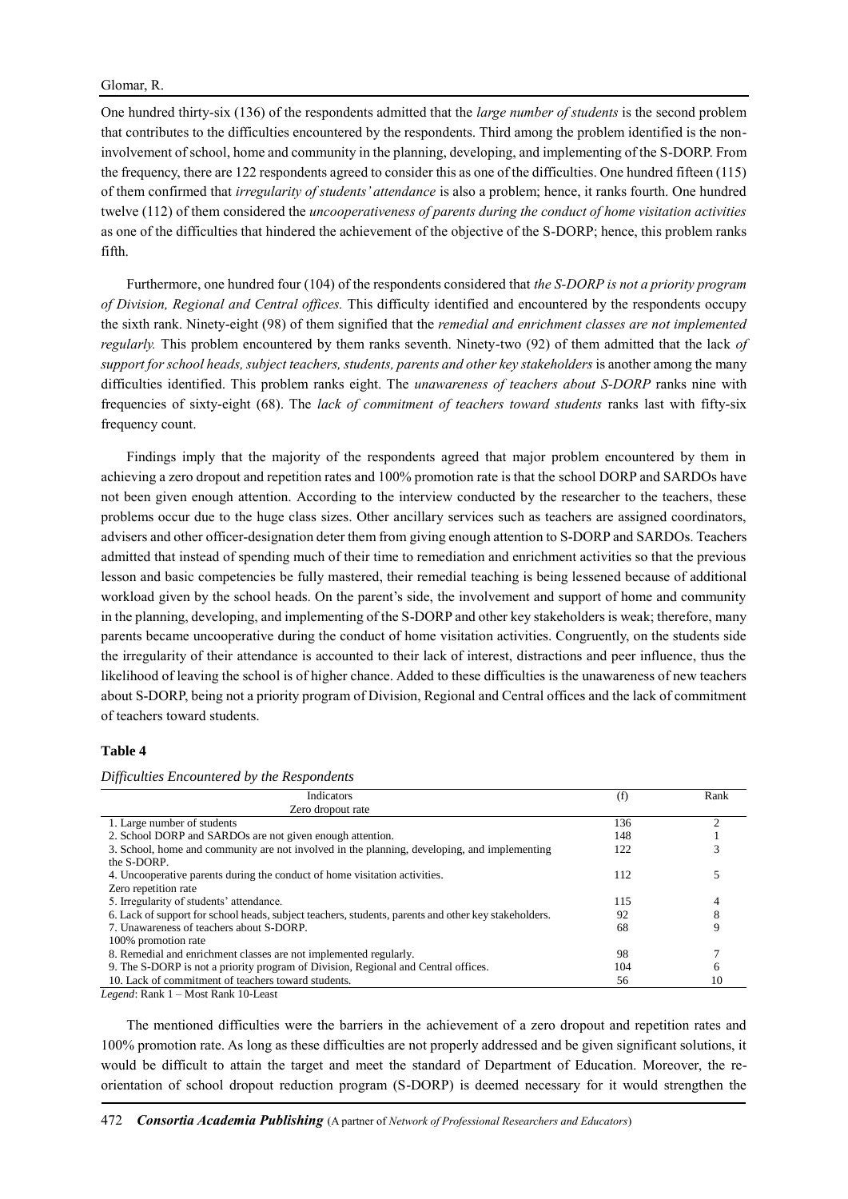One hundred thirty-six (136) of the respondents admitted that the *large number of students* is the second problem that contributes to the difficulties encountered by the respondents. Third among the problem identified is the non-involvement of school, home and community in the planning, developing, and implementing of the S-DORP. From the frequency, there are 122 respondents agreed to consider this as one of the difficulties. One hundred fifteen (115) of them confirmed that *irregularity of students' attendance* is also a problem; hence, it ranks fourth. One hundred twelve (112) of them considered the *uncooperativeness of parents during the conduct of home visitation activities* as one of the difficulties that hindered the achievement of the objective of the S-DORP; hence, this problem ranks fifth.

Furthermore, one hundred four (104) of the respondents considered that *the S-DORP is not a priority program of Division, Regional and Central offices.* This difficulty identified and encountered by the respondents occupy the sixth rank. Ninety-eight (98) of them signified that the *remedial and enrichment classes are not implemented regularly.* This problem encountered by them ranks seventh. Ninety-two (92) of them admitted that the lack *of support for school heads, subject teachers, students, parents and other key stakeholders* is another among the many difficulties identified. This problem ranks eight. The *unawareness of teachers about S-DORP* ranks nine with frequencies of sixty-eight (68). The *lack of commitment of teachers toward students* ranks last with fifty-six frequency count.

Findings imply that the majority of the respondents agreed that major problem encountered by them in achieving a zero dropout and repetition rates and 100% promotion rate is that the school DORP and SARDOs have not been given enough attention. According to the interview conducted by the researcher to the teachers, these problems occur due to the huge class sizes. Other ancillary services such as teachers are assigned coordinators, advisers and other officer-designation deter them from giving enough attention to S-DORP and SARDOs. Teachers admitted that instead of spending much of their time to remediation and enrichment activities so that the previous lesson and basic competencies be fully mastered, their remedial teaching is being lessened because of additional workload given by the school heads. On the parent's side, the involvement and support of home and community in the planning, developing, and implementing of the S-DORP and other key stakeholders is weak; therefore, many parents became uncooperative during the conduct of home visitation activities. Congruently, on the students side the irregularity of their attendance is accounted to their lack of interest, distractions and peer influence, thus the likelihood of leaving the school is of higher chance. Added to these difficulties is the unawareness of new teachers about S-DORP, being not a priority program of Division, Regional and Central offices and the lack of commitment of teachers toward students.

**Table 4**

*Difficulties Encountered by the Respondents*

| Indicators | (f) | Rank |
|---|---|---|
| Zero dropout rate | | |
| 1. Large number of students | 136 | 2 |
| 2. School DORP and SARDOs are not given enough attention. | 148 | 1 |
| 3. School, home and community are not involved in the planning, developing, and implementing the S-DORP. | 122 | 3 |
| 4. Uncooperative parents during the conduct of home visitation activities. | 112 | 5 |
| Zero repetition rate | | |
| 5. Irregularity of students' attendance. | 115 | 4 |
| 6. Lack of support for school heads, subject teachers, students, parents and other key stakeholders. | 92 | 8 |
| 7. Unawareness of teachers about S-DORP. | 68 | 9 |
| 100% promotion rate | | |
| 8. Remedial and enrichment classes are not implemented regularly. | 98 | 7 |
| 9. The S-DORP is not a priority program of Division, Regional and Central offices. | 104 | 6 |
| 10. Lack of commitment of teachers toward students. | 56 | 10 |

*Legend*: Rank 1 – Most Rank 10-Least

The mentioned difficulties were the barriers in the achievement of a zero dropout and repetition rates and 100% promotion rate. As long as these difficulties are not properly addressed and be given significant solutions, it would be difficult to attain the target and meet the standard of Department of Education. Moreover, the re-orientation of school dropout reduction program (S-DORP) is deemed necessary for it would strengthen the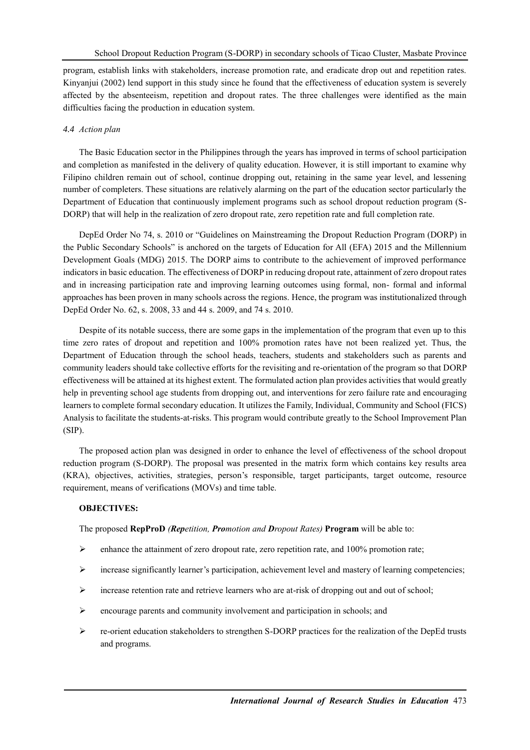program, establish links with stakeholders, increase promotion rate, and eradicate drop out and repetition rates. Kinyanjui (2002) lend support in this study since he found that the effectiveness of education system is severely affected by the absenteeism, repetition and dropout rates. The three challenges were identified as the main difficulties facing the production in education system.

### *4.4 Action plan*

The Basic Education sector in the Philippines through the years has improved in terms of school participation and completion as manifested in the delivery of quality education. However, it is still important to examine why Filipino children remain out of school, continue dropping out, retaining in the same year level, and lessening number of completers. These situations are relatively alarming on the part of the education sector particularly the Department of Education that continuously implement programs such as school dropout reduction program (S-DORP) that will help in the realization of zero dropout rate, zero repetition rate and full completion rate.

DepEd Order No 74, s. 2010 or "Guidelines on Mainstreaming the Dropout Reduction Program (DORP) in the Public Secondary Schools" is anchored on the targets of Education for All (EFA) 2015 and the Millennium Development Goals (MDG) 2015. The DORP aims to contribute to the achievement of improved performance indicators in basic education. The effectiveness of DORP in reducing dropout rate, attainment of zero dropout rates and in increasing participation rate and improving learning outcomes using formal, non- formal and informal approaches has been proven in many schools across the regions. Hence, the program was institutionalized through DepEd Order No. 62, s. 2008, 33 and 44 s. 2009, and 74 s. 2010.

Despite of its notable success, there are some gaps in the implementation of the program that even up to this time zero rates of dropout and repetition and 100% promotion rates have not been realized yet. Thus, the Department of Education through the school heads, teachers, students and stakeholders such as parents and community leaders should take collective efforts for the revisiting and re-orientation of the program so that DORP effectiveness will be attained at its highest extent. The formulated action plan provides activities that would greatly help in preventing school age students from dropping out, and interventions for zero failure rate and encouraging learners to complete formal secondary education. It utilizes the Family, Individual, Community and School (FICS) Analysis to facilitate the students-at-risks. This program would contribute greatly to the School Improvement Plan (SIP).

The proposed action plan was designed in order to enhance the level of effectiveness of the school dropout reduction program (S-DORP). The proposal was presented in the matrix form which contains key results area (KRA), objectives, activities, strategies, person's responsible, target participants, target outcome, resource requirement, means of verifications (MOVs) and time table.

**OBJECTIVES:**

The proposed **RepProD** *(**Rep**etition, **Pro**motion and **D**ropout Rates)* **Program** will be able to:

- enhance the attainment of zero dropout rate, zero repetition rate, and 100% promotion rate;
- increase significantly learner's participation, achievement level and mastery of learning competencies;
- increase retention rate and retrieve learners who are at-risk of dropping out and out of school;
- encourage parents and community involvement and participation in schools; and
- re-orient education stakeholders to strengthen S-DORP practices for the realization of the DepEd trusts and programs.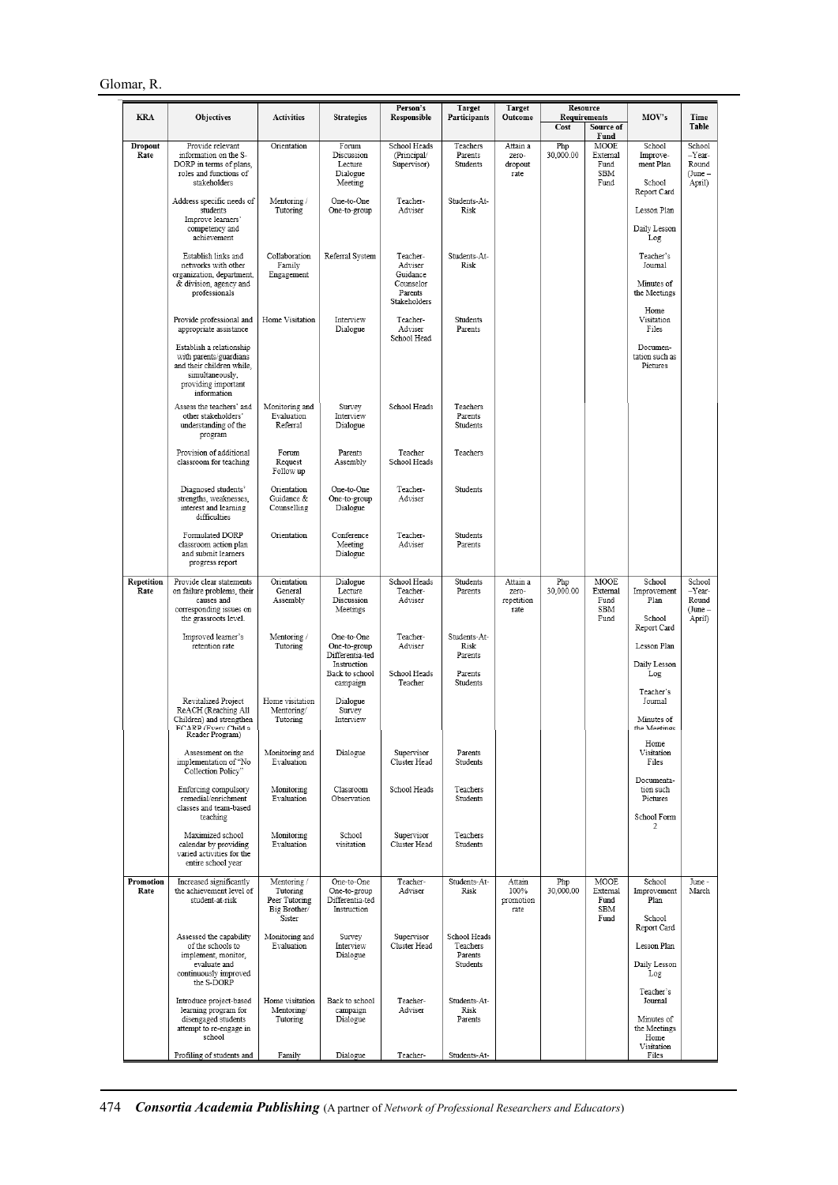| KRA | Objectives | Activities | Strategies | Person's Responsible | Target Participants | Target Outcome | Resource Requirements | | MOV's | Time Table |
|---|---|---|---|---|---|---|---|---|---|---|
| | | | | | | | Cost | Source of Fund | | |
| Dropout Rate | Provide relevant information on the S-DORP in terms of plans, roles and functions of stakeholders | Orientation | Forum Discussion Lecture Dialogue Meeting | School Heads (Principal/ Supervisor) | Teachers Parents Students | Attain a zero-dropout rate | Php 30,000.00 | MOOE External Fund SBM Fund | School Improve-ment Plan | School –Year-Round (June – April) |
| | Address specific needs of students Improve learners' competency and achievement | Mentoring / Tutoring | One-to-One One-to-group | Teacher-Adviser | Students-At-Risk | | | | School Report Card Lesson Plan Daily Lesson Log | |
| | Establish links and networks with other organization, department, & division, agency and professionals | Collaboration Family Engagement | Referral System | Teacher-Adviser Guidance Counselor Parents Stakeholders | Students-At-Risk | | | | Teacher's Journal Minutes of the Meetings | |
| | Provide professional and appropriate assistance | Home Visitation | Interview Dialogue | Teacher-Adviser School Head | Students Parents | | | | Home Visitation Files | |
| | Establish a relationship with parents/guardians and their children while, simultaneously, providing important information | | | | | | | | Documen-tation such as Pictures | |
| | Assess the teachers' and other stakeholders' understanding of the program | Monitoring and Evaluation Referral | Survey Interview Dialogue | School Heads | Teachers Parents Students | | | | | |
| | Provision of additional classroom for teaching | Forum Request Follow up | Parents Assembly | Teacher School Heads | Teachers | | | | | |
| | Diagnosed students' strengths, weaknesses, interest and learning difficulties | Orientation Guidance & Counselling | One-to-One One-to-group Dialogue | Teacher-Adviser | Students | | | | | |
| | Formulated DORP classroom action plan and submit learners progress report | Orientation | Conference Meeting Dialogue | Teacher-Adviser | Students Parents | | | | | |
| Repetition Rate | Provide clear statements on failure problems, their causes and corresponding issues on the grassroots level. | Orientation General Assembly | Dialogue Lecture Discussion Meetings | School Heads Teacher-Adviser | Students Parents | Attain a zero-repetition rate | Php 30,000.00 | MOOE External Fund SBM Fund | School Improvement Plan School Report Card | School –Year-Round (June – April) |
| | Improved learner's retention rate | Mentoring / Tutoring | One-to-One One-to-group Differentia-ted Instruction Back to school campaign | Teacher-Adviser School Heads Teacher | Students-At-Risk Parents Parents Students | | | | Lesson Plan Daily Lesson Log | |
| | Revitalized Project ReACH (Reaching All Children) and strengthen ECARP (Every Child a Reader Program) | Home visitation Mentoring/ Tutoring | Dialogue Survey Interview | | | | | | Teacher's Journal Minutes of the Meetings | |
| | Assessment on the implementation of "No Collection Policy" | Monitoring and Evaluation | Dialogue | Supervisor Cluster Head | Parents Students | | | | Home Visitation Files | |
| | Enforcing compulsory remedial/enrichment classes and team-based teaching | Monitoring Evaluation | Classroom Observation | School Heads | Teachers Students | | | | Documenta-tion such Pictures | |
| | Maximized school calendar by providing varied activities for the entire school year | Monitoring Evaluation | School visitation | Supervisor Cluster Head | Teachers Students | | | | School Form 2 | |
| Promotion Rate | Increased significantly the achievement level of student-at-risk | Mentoring / Tutoring Peer Tutoring Big Brother/ Sister | One-to-One One-to-group Differentia-ted Instruction | Teacher-Adviser | Students-At-Risk | Attain 100% promotion rate | Php 30,000.00 | MOOE External Fund SBM Fund | School Improvement Plan School Report Card | June - March |
| | Assessed the capability of the schools to implement, monitor, evaluate and continuously improved the S-DORP | Monitoring and Evaluation | Survey Interview Dialogue | Supervisor Cluster Head | School Heads Teachers Parents Students | | | | Lesson Plan Daily Lesson Log | |
| | Introduce project-based learning program for disengaged students attempt to re-engage in school | Home visitation Mentoring/ Tutoring | Back to school campaign Dialogue | Teacher-Adviser | Students-At-Risk Parents | | | | Teacher's Journal Minutes of the Meetings | |
| | Profiling of students and | Family | Dialogue | Teacher- | Students-At- | | | | Home Visitation Files | |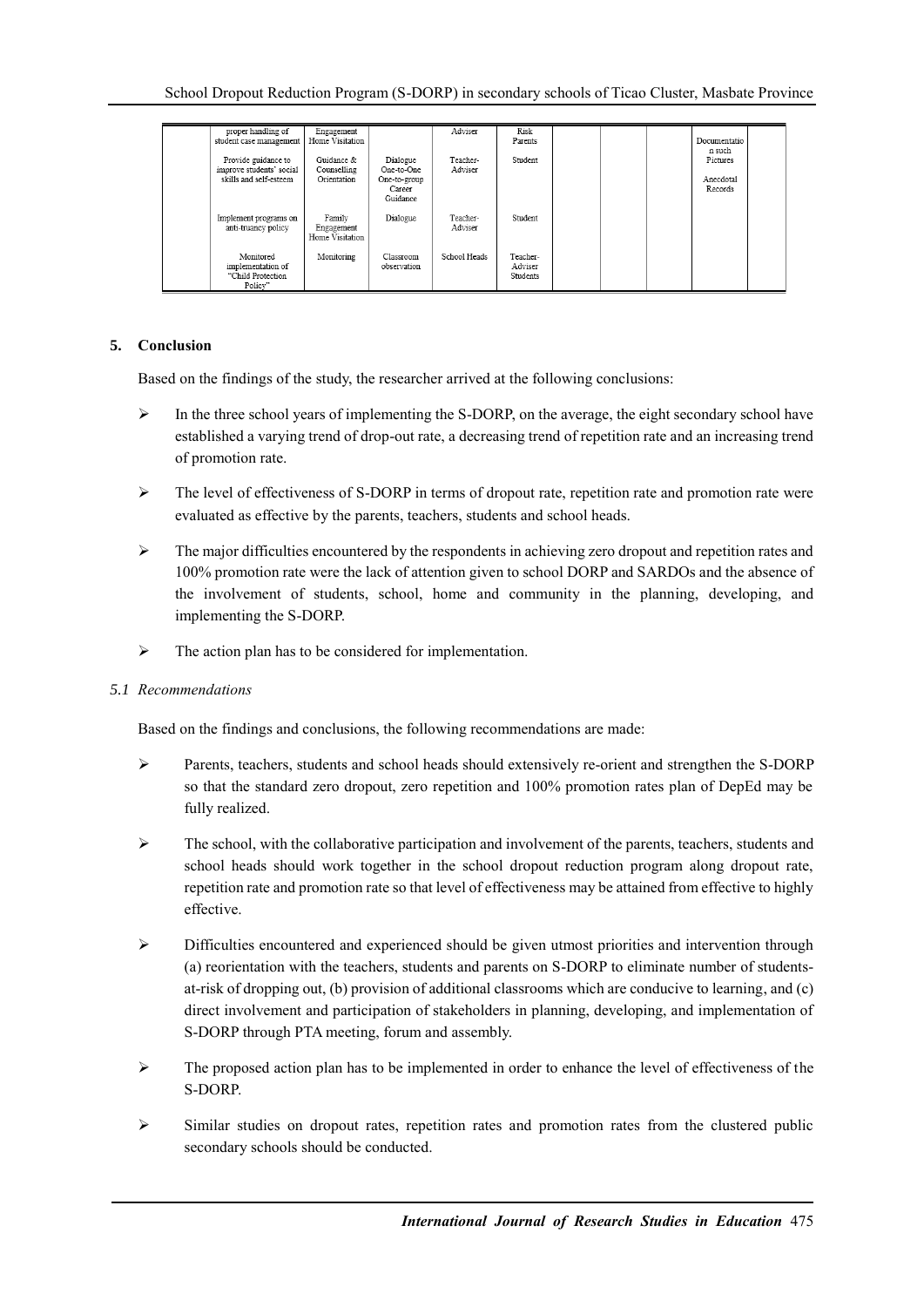| | | | | | | | | | | |
|---|---|---|---|---|---|---|---|---|---|---|
| | proper handling of student case management | Engagement Home Visitation | | Adviser | Risk Parents | | | | Documentation such | |
| | Provide guidance to improve students' social skills and self-esteem | Guidance & Counselling Orientation | Dialogue One-to-One One-to-group Career Guidance | Teacher-Adviser | Student | | | | Pictures Anecdotal Records | |
| | Implement programs on anti-truancy policy | Family Engagement Home Visitation | Dialogue | Teacher-Adviser | Student | | | | | |
| | Monitored implementation of "Child Protection Policy" | Monitoring | Classroom observation | School Heads | Teacher-Adviser Students | | | | | |

## 5. Conclusion

Based on the findings of the study, the researcher arrived at the following conclusions:

- In the three school years of implementing the S-DORP, on the average, the eight secondary school have established a varying trend of drop-out rate, a decreasing trend of repetition rate and an increasing trend of promotion rate.
- The level of effectiveness of S-DORP in terms of dropout rate, repetition rate and promotion rate were evaluated as effective by the parents, teachers, students and school heads.
- The major difficulties encountered by the respondents in achieving zero dropout and repetition rates and 100% promotion rate were the lack of attention given to school DORP and SARDOs and the absence of the involvement of students, school, home and community in the planning, developing, and implementing the S-DORP.
- The action plan has to be considered for implementation.

### *5.1 Recommendations*

Based on the findings and conclusions, the following recommendations are made:

- Parents, teachers, students and school heads should extensively re-orient and strengthen the S-DORP so that the standard zero dropout, zero repetition and 100% promotion rates plan of DepEd may be fully realized.
- The school, with the collaborative participation and involvement of the parents, teachers, students and school heads should work together in the school dropout reduction program along dropout rate, repetition rate and promotion rate so that level of effectiveness may be attained from effective to highly effective.
- Difficulties encountered and experienced should be given utmost priorities and intervention through (a) reorientation with the teachers, students and parents on S-DORP to eliminate number of students-at-risk of dropping out, (b) provision of additional classrooms which are conducive to learning, and (c) direct involvement and participation of stakeholders in planning, developing, and implementation of S-DORP through PTA meeting, forum and assembly.
- The proposed action plan has to be implemented in order to enhance the level of effectiveness of the S-DORP.
- Similar studies on dropout rates, repetition rates and promotion rates from the clustered public secondary schools should be conducted.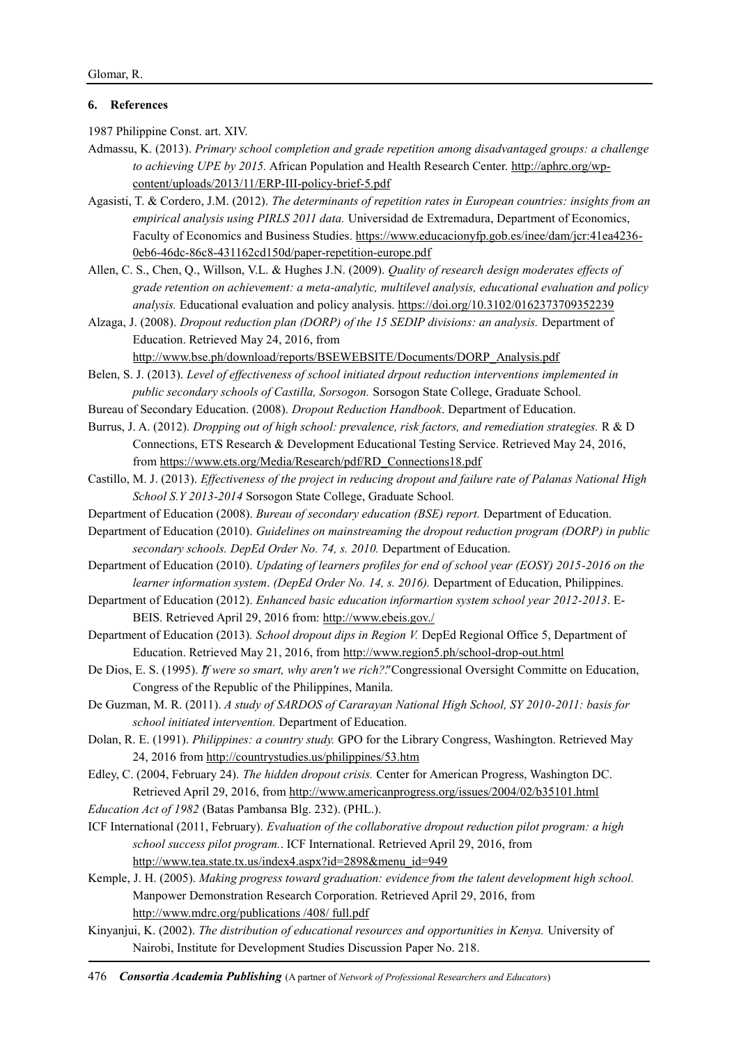## 6. References

1987 Philippine Const. art. XIV.

Admassu, K. (2013). *Primary school completion and grade repetition among disadvantaged groups: a challenge to achieving UPE by 2015.* African Population and Health Research Center. http://aphrc.org/wp-content/uploads/2013/11/ERP-III-policy-brief-5.pdf

Agasisti, T. & Cordero, J.M. (2012). *The determinants of repetition rates in European countries: insights from an empirical analysis using PIRLS 2011 data.* Universidad de Extremadura, Department of Economics, Faculty of Economics and Business Studies. https://www.educacionyfp.gob.es/inee/dam/jcr:41ea4236-0eb6-46dc-86c8-431162cd150d/paper-repetition-europe.pdf

Allen, C. S., Chen, Q., Willson, V.L. & Hughes J.N. (2009). *Quality of research design moderates effects of grade retention on achievement: a meta-analytic, multilevel analysis, educational evaluation and policy analysis.* Educational evaluation and policy analysis. https://doi.org/10.3102/0162373709352239

Alzaga, J. (2008). *Dropout reduction plan (DORP) of the 15 SEDIP divisions: an analysis.* Department of Education. Retrieved May 24, 2016, from http://www.bse.ph/download/reports/BSEWEBSITE/Documents/DORP_Analysis.pdf

Belen, S. J. (2013). *Level of effectiveness of school initiated drpout reduction interventions implemented in public secondary schools of Castilla, Sorsogon.* Sorsogon State College, Graduate School.

Bureau of Secondary Education. (2008). *Dropout Reduction Handbook*. Department of Education.

Burrus, J. A. (2012). *Dropping out of high school: prevalence, risk factors, and remediation strategies.* R & D Connections, ETS Research & Development Educational Testing Service. Retrieved May 24, 2016, from https://www.ets.org/Media/Research/pdf/RD_Connections18.pdf

Castillo, M. J. (2013). *Effectiveness of the project in reducing dropout and failure rate of Palanas National High School S.Y 2013-2014* Sorsogon State College, Graduate School.

Department of Education (2008). *Bureau of secondary education (BSE) report.* Department of Education.

Department of Education (2010). *Guidelines on mainstreaming the dropout reduction program (DORP) in public secondary schools. DepEd Order No. 74, s. 2010.* Department of Education.

Department of Education (2010). *Updating of learners profiles for end of school year (EOSY) 2015-2016 on the learner information system*. *(DepEd Order No. 14, s. 2016).* Department of Education, Philippines.

Department of Education (2012). *Enhanced basic education informartion system school year 2012-2013*. E-BEIS. Retrieved April 29, 2016 from: http://www.ebeis.gov./

Department of Education (2013). *School dropout dips in Region V.* DepEd Regional Office 5, Department of Education. Retrieved May 21, 2016, from http://www.region5.ph/school-drop-out.html

De Dios, E. S. (1995). *"If were so smart, why aren't we rich?"* Congressional Oversight Committe on Education, Congress of the Republic of the Philippines, Manila.

De Guzman, M. R. (2011). *A study of SARDOS of Cararayan National High School, SY 2010-2011: basis for school initiated intervention.* Department of Education.

Dolan, R. E. (1991). *Philippines: a country study.* GPO for the Library Congress, Washington. Retrieved May 24, 2016 from http://countrystudies.us/philippines/53.htm

Edley, C. (2004, February 24). *The hidden dropout crisis.* Center for American Progress, Washington DC. Retrieved April 29, 2016, from http://www.americanprogress.org/issues/2004/02/b35101.html

*Education Act of 1982* (Batas Pambansa Blg. 232). (PHL.).

ICF International (2011, February). *Evaluation of the collaborative dropout reduction pilot program: a high school success pilot program.*. ICF International. Retrieved April 29, 2016, from http://www.tea.state.tx.us/index4.aspx?id=2898&menu_id=949

Kemple, J. H. (2005). *Making progress toward graduation: evidence from the talent development high school.* Manpower Demonstration Research Corporation. Retrieved April 29, 2016, from http://www.mdrc.org/publications /408/ full.pdf

Kinyanjui, K. (2002). *The distribution of educational resources and opportunities in Kenya.* University of Nairobi, Institute for Development Studies Discussion Paper No. 218.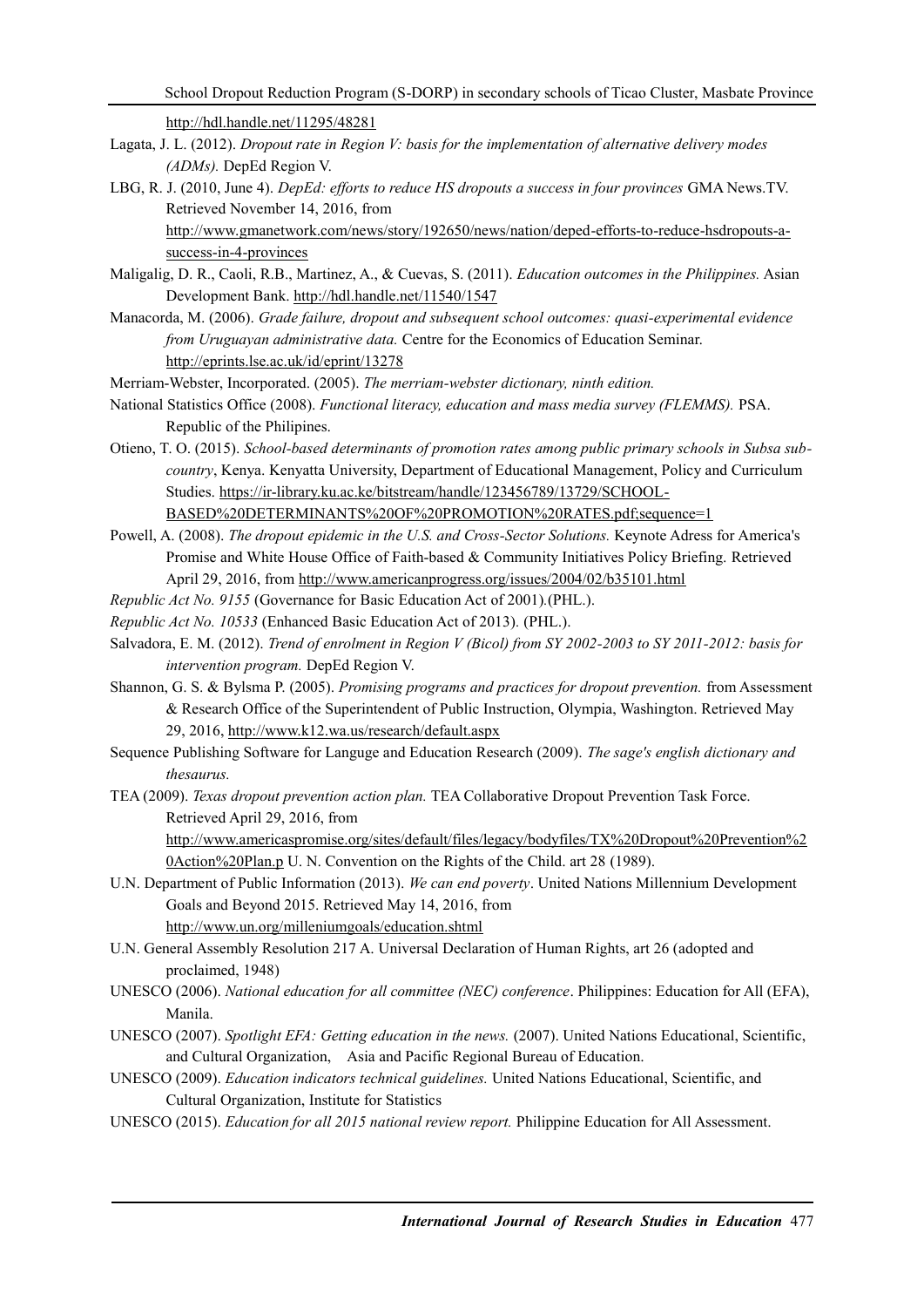http://hdl.handle.net/11295/48281

Lagata, J. L. (2012). *Dropout rate in Region V: basis for the implementation of alternative delivery modes (ADMs).* DepEd Region V.

LBG, R. J. (2010, June 4). *DepEd: efforts to reduce HS dropouts a success in four provinces* GMA News.TV. Retrieved November 14, 2016, from http://www.gmanetwork.com/news/story/192650/news/nation/deped-efforts-to-reduce-hsdropouts-a-success-in-4-provinces

Maligalig, D. R., Caoli, R.B., Martinez, A., & Cuevas, S. (2011). *Education outcomes in the Philippines.* Asian Development Bank. http://hdl.handle.net/11540/1547

Manacorda, M. (2006). *Grade failure, dropout and subsequent school outcomes: quasi-experimental evidence from Uruguayan administrative data.* Centre for the Economics of Education Seminar. http://eprints.lse.ac.uk/id/eprint/13278

Merriam-Webster, Incorporated. (2005). *The merriam-webster dictionary, ninth edition.*

National Statistics Office (2008). *Functional literacy, education and mass media survey (FLEMMS).* PSA. Republic of the Philipines.

Otieno, T. O. (2015). *School-based determinants of promotion rates among public primary schools in Subsa sub-country*, Kenya. Kenyatta University, Department of Educational Management, Policy and Curriculum Studies. https://ir-library.ku.ac.ke/bitstream/handle/123456789/13729/SCHOOL-BASED%20DETERMINANTS%20OF%20PROMOTION%20RATES.pdf;sequence=1

Powell, A. (2008). *The dropout epidemic in the U.S. and Cross-Sector Solutions.* Keynote Adress for America's Promise and White House Office of Faith-based & Community Initiatives Policy Briefing. Retrieved April 29, 2016, from http://www.americanprogress.org/issues/2004/02/b35101.html

*Republic Act No. 9155* (Governance for Basic Education Act of 2001).(PHL.).

*Republic Act No. 10533* (Enhanced Basic Education Act of 2013). (PHL.).

Salvadora, E. M. (2012). *Trend of enrolment in Region V (Bicol) from SY 2002-2003 to SY 2011-2012: basis for intervention program.* DepEd Region V.

Shannon, G. S. & Bylsma P. (2005). *Promising programs and practices for dropout prevention.* from Assessment & Research Office of the Superintendent of Public Instruction, Olympia, Washington. Retrieved May 29, 2016, http://www.k12.wa.us/research/default.aspx

Sequence Publishing Software for Languge and Education Research (2009). *The sage's english dictionary and thesaurus.*

TEA (2009). *Texas dropout prevention action plan.* TEA Collaborative Dropout Prevention Task Force. Retrieved April 29, 2016, from http://www.americaspromise.org/sites/default/files/legacy/bodyfiles/TX%20Dropout%20Prevention%20Action%20Plan.p U. N. Convention on the Rights of the Child. art 28 (1989).

U.N. Department of Public Information (2013). *We can end poverty*. United Nations Millennium Development Goals and Beyond 2015. Retrieved May 14, 2016, from http://www.un.org/milleniumgoals/education.shtml

U.N. General Assembly Resolution 217 A. Universal Declaration of Human Rights, art 26 (adopted and proclaimed, 1948)

UNESCO (2006). *National education for all committee (NEC) conference*. Philippines: Education for All (EFA), Manila.

UNESCO (2007). *Spotlight EFA: Getting education in the news.* (2007). United Nations Educational, Scientific, and Cultural Organization, Asia and Pacific Regional Bureau of Education.

UNESCO (2009). *Education indicators technical guidelines.* United Nations Educational, Scientific, and Cultural Organization, Institute for Statistics

UNESCO (2015). *Education for all 2015 national review report.* Philippine Education for All Assessment.